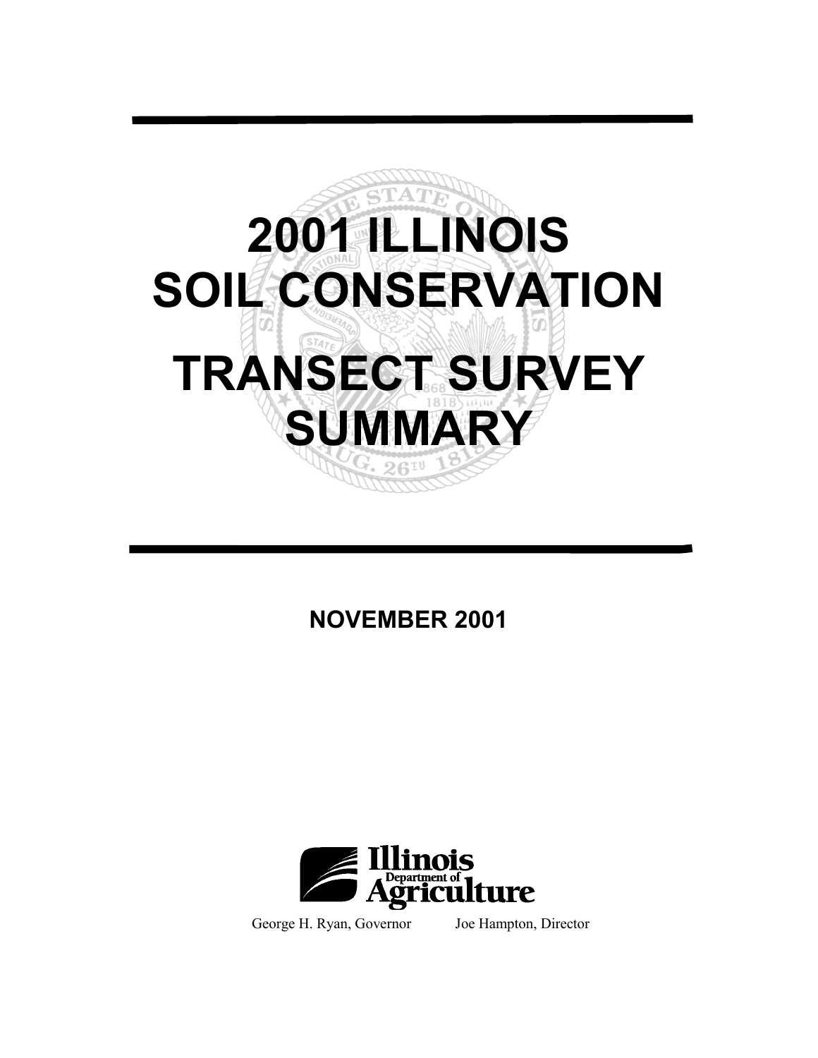# 2001 ILLINOIS SOIL CONSERVATION TRANSECT SURVEY SUMMARY

**NOVEMBER 2001**

Illinois Department of Agriculture

George H. Ryan, Governor Joe Hampton, Director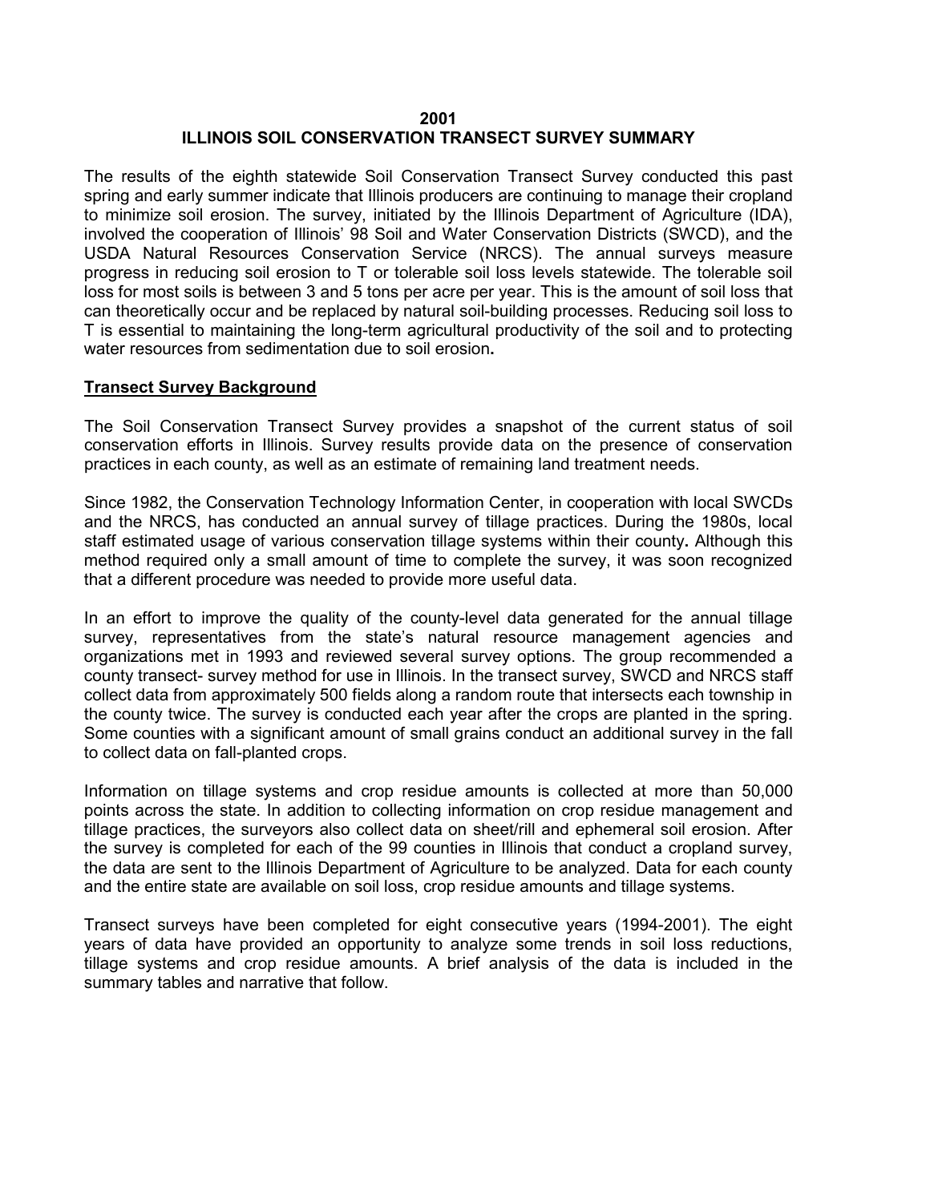**2001**

# ILLINOIS SOIL CONSERVATION TRANSECT SURVEY SUMMARY

The results of the eighth statewide Soil Conservation Transect Survey conducted this past spring and early summer indicate that Illinois producers are continuing to manage their cropland to minimize soil erosion. The survey, initiated by the Illinois Department of Agriculture (IDA), involved the cooperation of Illinois' 98 Soil and Water Conservation Districts (SWCD), and the USDA Natural Resources Conservation Service (NRCS). The annual surveys measure progress in reducing soil erosion to T or tolerable soil loss levels statewide. The tolerable soil loss for most soils is between 3 and 5 tons per acre per year. This is the amount of soil loss that can theoretically occur and be replaced by natural soil-building processes. Reducing soil loss to T is essential to maintaining the long-term agricultural productivity of the soil and to protecting water resources from sedimentation due to soil erosion**.**

## Transect Survey Background

The Soil Conservation Transect Survey provides a snapshot of the current status of soil conservation efforts in Illinois. Survey results provide data on the presence of conservation practices in each county, as well as an estimate of remaining land treatment needs.

Since 1982, the Conservation Technology Information Center, in cooperation with local SWCDs and the NRCS, has conducted an annual survey of tillage practices. During the 1980s, local staff estimated usage of various conservation tillage systems within their county**.** Although this method required only a small amount of time to complete the survey, it was soon recognized that a different procedure was needed to provide more useful data.

In an effort to improve the quality of the county-level data generated for the annual tillage survey, representatives from the state's natural resource management agencies and organizations met in 1993 and reviewed several survey options. The group recommended a county transect- survey method for use in Illinois. In the transect survey, SWCD and NRCS staff collect data from approximately 500 fields along a random route that intersects each township in the county twice. The survey is conducted each year after the crops are planted in the spring. Some counties with a significant amount of small grains conduct an additional survey in the fall to collect data on fall-planted crops.

Information on tillage systems and crop residue amounts is collected at more than 50,000 points across the state. In addition to collecting information on crop residue management and tillage practices, the surveyors also collect data on sheet/rill and ephemeral soil erosion. After the survey is completed for each of the 99 counties in Illinois that conduct a cropland survey, the data are sent to the Illinois Department of Agriculture to be analyzed. Data for each county and the entire state are available on soil loss, crop residue amounts and tillage systems.

Transect surveys have been completed for eight consecutive years (1994-2001). The eight years of data have provided an opportunity to analyze some trends in soil loss reductions, tillage systems and crop residue amounts. A brief analysis of the data is included in the summary tables and narrative that follow.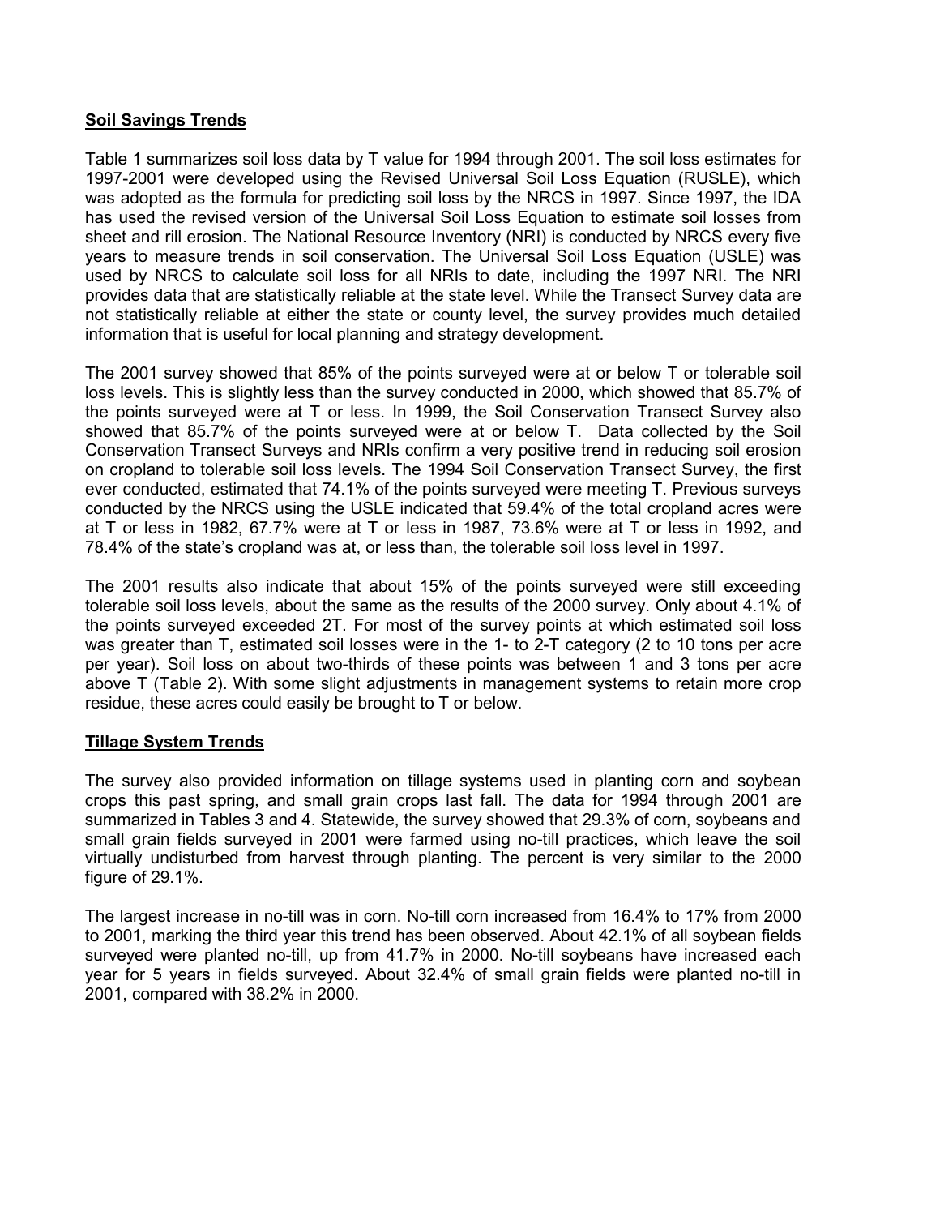## Soil Savings Trends

Table 1 summarizes soil loss data by T value for 1994 through 2001. The soil loss estimates for 1997-2001 were developed using the Revised Universal Soil Loss Equation (RUSLE), which was adopted as the formula for predicting soil loss by the NRCS in 1997. Since 1997, the IDA has used the revised version of the Universal Soil Loss Equation to estimate soil losses from sheet and rill erosion. The National Resource Inventory (NRI) is conducted by NRCS every five years to measure trends in soil conservation. The Universal Soil Loss Equation (USLE) was used by NRCS to calculate soil loss for all NRIs to date, including the 1997 NRI. The NRI provides data that are statistically reliable at the state level. While the Transect Survey data are not statistically reliable at either the state or county level, the survey provides much detailed information that is useful for local planning and strategy development.

The 2001 survey showed that 85% of the points surveyed were at or below T or tolerable soil loss levels. This is slightly less than the survey conducted in 2000, which showed that 85.7% of the points surveyed were at T or less. In 1999, the Soil Conservation Transect Survey also showed that 85.7% of the points surveyed were at or below T. Data collected by the Soil Conservation Transect Surveys and NRIs confirm a very positive trend in reducing soil erosion on cropland to tolerable soil loss levels. The 1994 Soil Conservation Transect Survey, the first ever conducted, estimated that 74.1% of the points surveyed were meeting T. Previous surveys conducted by the NRCS using the USLE indicated that 59.4% of the total cropland acres were at T or less in 1982, 67.7% were at T or less in 1987, 73.6% were at T or less in 1992, and 78.4% of the state's cropland was at, or less than, the tolerable soil loss level in 1997.

The 2001 results also indicate that about 15% of the points surveyed were still exceeding tolerable soil loss levels, about the same as the results of the 2000 survey. Only about 4.1% of the points surveyed exceeded 2T. For most of the survey points at which estimated soil loss was greater than T, estimated soil losses were in the 1- to 2-T category (2 to 10 tons per acre per year). Soil loss on about two-thirds of these points was between 1 and 3 tons per acre above T (Table 2). With some slight adjustments in management systems to retain more crop residue, these acres could easily be brought to T or below.

## Tillage System Trends

The survey also provided information on tillage systems used in planting corn and soybean crops this past spring, and small grain crops last fall. The data for 1994 through 2001 are summarized in Tables 3 and 4. Statewide, the survey showed that 29.3% of corn, soybeans and small grain fields surveyed in 2001 were farmed using no-till practices, which leave the soil virtually undisturbed from harvest through planting. The percent is very similar to the 2000 figure of 29.1%.

The largest increase in no-till was in corn. No-till corn increased from 16.4% to 17% from 2000 to 2001, marking the third year this trend has been observed. About 42.1% of all soybean fields surveyed were planted no-till, up from 41.7% in 2000. No-till soybeans have increased each year for 5 years in fields surveyed. About 32.4% of small grain fields were planted no-till in 2001, compared with 38.2% in 2000.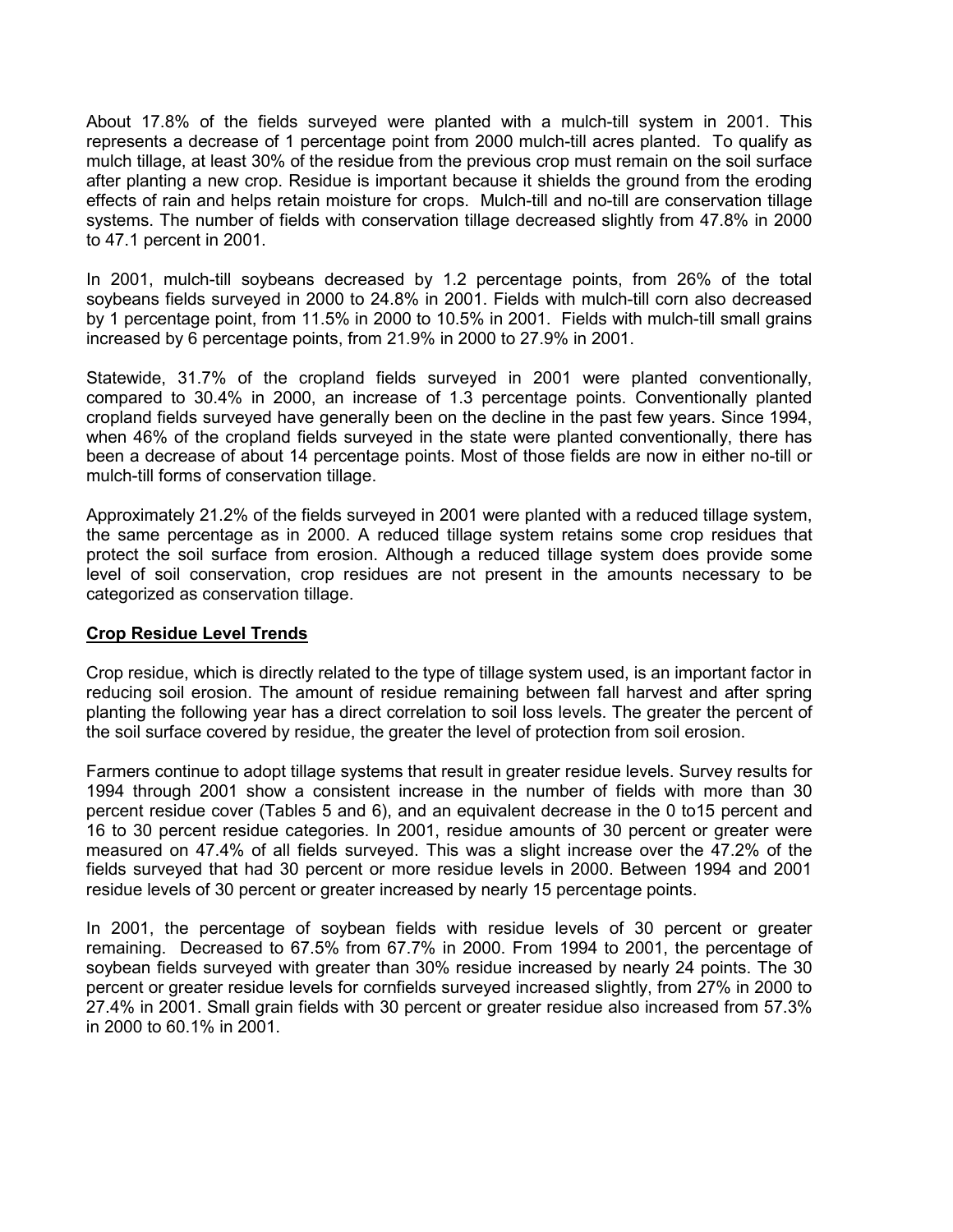About 17.8% of the fields surveyed were planted with a mulch-till system in 2001. This represents a decrease of 1 percentage point from 2000 mulch-till acres planted. To qualify as mulch tillage, at least 30% of the residue from the previous crop must remain on the soil surface after planting a new crop. Residue is important because it shields the ground from the eroding effects of rain and helps retain moisture for crops. Mulch-till and no-till are conservation tillage systems. The number of fields with conservation tillage decreased slightly from 47.8% in 2000 to 47.1 percent in 2001.

In 2001, mulch-till soybeans decreased by 1.2 percentage points, from 26% of the total soybeans fields surveyed in 2000 to 24.8% in 2001. Fields with mulch-till corn also decreased by 1 percentage point, from 11.5% in 2000 to 10.5% in 2001. Fields with mulch-till small grains increased by 6 percentage points, from 21.9% in 2000 to 27.9% in 2001.

Statewide, 31.7% of the cropland fields surveyed in 2001 were planted conventionally, compared to 30.4% in 2000, an increase of 1.3 percentage points. Conventionally planted cropland fields surveyed have generally been on the decline in the past few years. Since 1994, when 46% of the cropland fields surveyed in the state were planted conventionally, there has been a decrease of about 14 percentage points. Most of those fields are now in either no-till or mulch-till forms of conservation tillage.

Approximately 21.2% of the fields surveyed in 2001 were planted with a reduced tillage system, the same percentage as in 2000. A reduced tillage system retains some crop residues that protect the soil surface from erosion. Although a reduced tillage system does provide some level of soil conservation, crop residues are not present in the amounts necessary to be categorized as conservation tillage.

## Crop Residue Level Trends

Crop residue, which is directly related to the type of tillage system used, is an important factor in reducing soil erosion. The amount of residue remaining between fall harvest and after spring planting the following year has a direct correlation to soil loss levels. The greater the percent of the soil surface covered by residue, the greater the level of protection from soil erosion.

Farmers continue to adopt tillage systems that result in greater residue levels. Survey results for 1994 through 2001 show a consistent increase in the number of fields with more than 30 percent residue cover (Tables 5 and 6), and an equivalent decrease in the 0 to15 percent and 16 to 30 percent residue categories. In 2001, residue amounts of 30 percent or greater were measured on 47.4% of all fields surveyed. This was a slight increase over the 47.2% of the fields surveyed that had 30 percent or more residue levels in 2000. Between 1994 and 2001 residue levels of 30 percent or greater increased by nearly 15 percentage points.

In 2001, the percentage of soybean fields with residue levels of 30 percent or greater remaining. Decreased to 67.5% from 67.7% in 2000. From 1994 to 2001, the percentage of soybean fields surveyed with greater than 30% residue increased by nearly 24 points. The 30 percent or greater residue levels for cornfields surveyed increased slightly, from 27% in 2000 to 27.4% in 2001. Small grain fields with 30 percent or greater residue also increased from 57.3% in 2000 to 60.1% in 2001.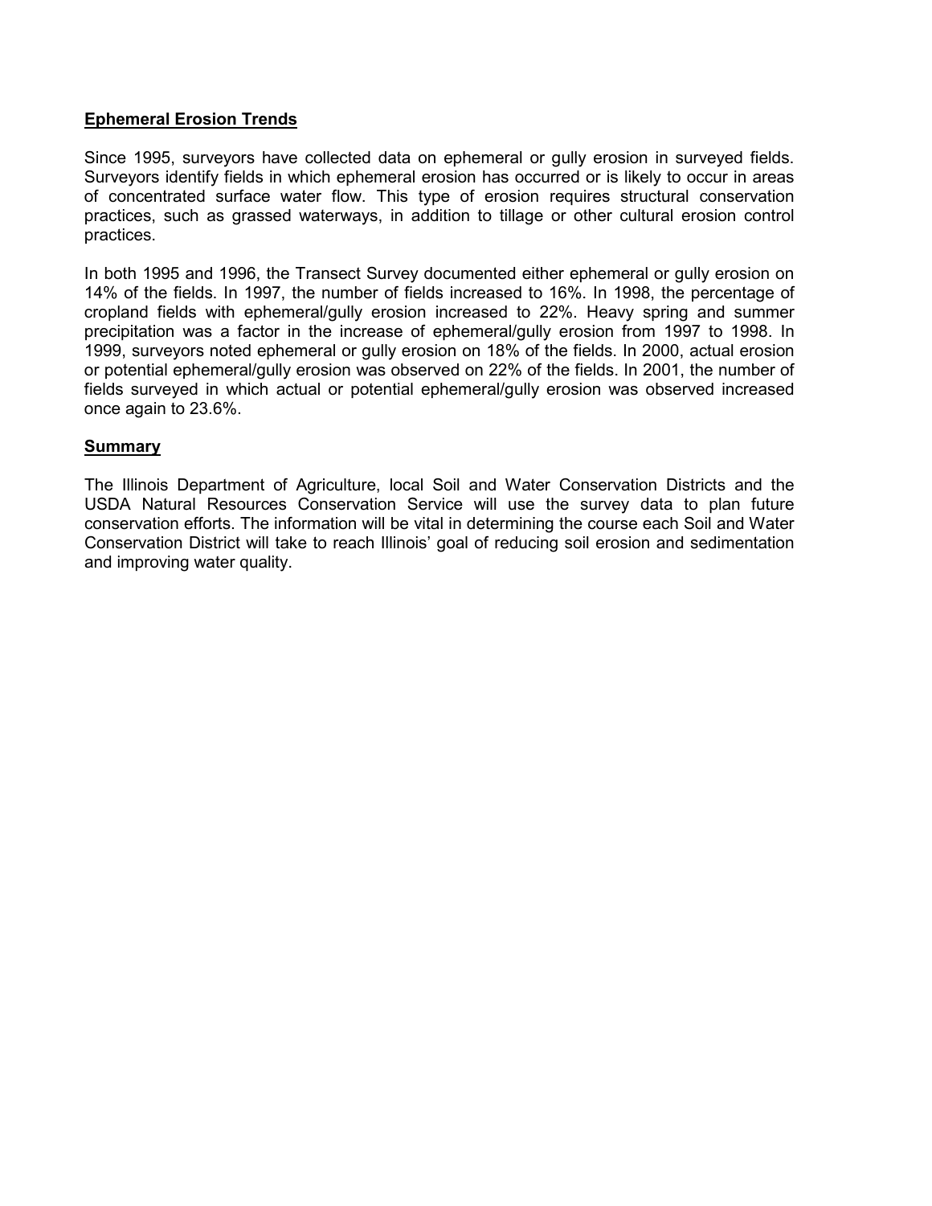## Ephemeral Erosion Trends

Since 1995, surveyors have collected data on ephemeral or gully erosion in surveyed fields. Surveyors identify fields in which ephemeral erosion has occurred or is likely to occur in areas of concentrated surface water flow. This type of erosion requires structural conservation practices, such as grassed waterways, in addition to tillage or other cultural erosion control practices.

In both 1995 and 1996, the Transect Survey documented either ephemeral or gully erosion on 14% of the fields. In 1997, the number of fields increased to 16%. In 1998, the percentage of cropland fields with ephemeral/gully erosion increased to 22%. Heavy spring and summer precipitation was a factor in the increase of ephemeral/gully erosion from 1997 to 1998. In 1999, surveyors noted ephemeral or gully erosion on 18% of the fields. In 2000, actual erosion or potential ephemeral/gully erosion was observed on 22% of the fields. In 2001, the number of fields surveyed in which actual or potential ephemeral/gully erosion was observed increased once again to 23.6%.

## Summary

The Illinois Department of Agriculture, local Soil and Water Conservation Districts and the USDA Natural Resources Conservation Service will use the survey data to plan future conservation efforts. The information will be vital in determining the course each Soil and Water Conservation District will take to reach Illinois' goal of reducing soil erosion and sedimentation and improving water quality.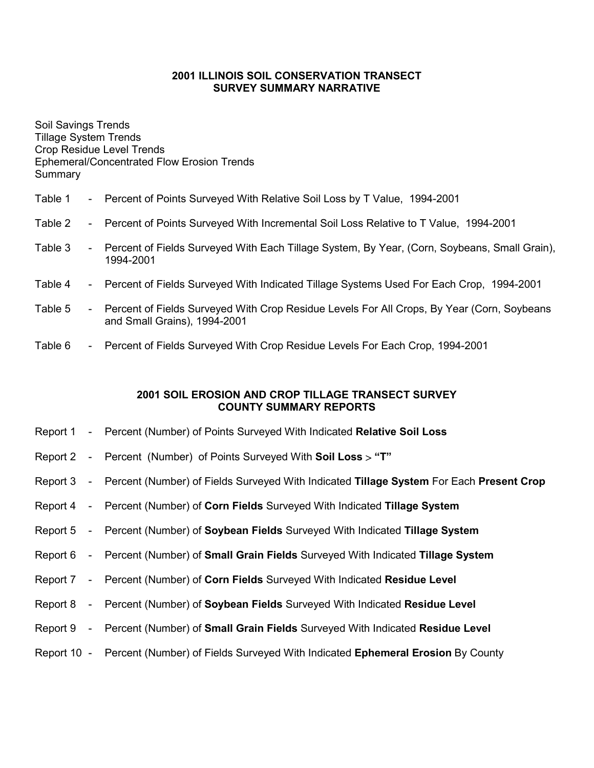## 2001 ILLINOIS SOIL CONSERVATION TRANSECT SURVEY SUMMARY NARRATIVE

Soil Savings Trends
Tillage System Trends
Crop Residue Level Trends
Ephemeral/Concentrated Flow Erosion Trends
Summary

Table 1 - Percent of Points Surveyed With Relative Soil Loss by T Value, 1994-2001

Table 2 - Percent of Points Surveyed With Incremental Soil Loss Relative to T Value, 1994-2001

Table 3 - Percent of Fields Surveyed With Each Tillage System, By Year, (Corn, Soybeans, Small Grain), 1994-2001

Table 4 - Percent of Fields Surveyed With Indicated Tillage Systems Used For Each Crop, 1994-2001

Table 5 - Percent of Fields Surveyed With Crop Residue Levels For All Crops, By Year (Corn, Soybeans and Small Grains), 1994-2001

Table 6 - Percent of Fields Surveyed With Crop Residue Levels For Each Crop, 1994-2001

## 2001 SOIL EROSION AND CROP TILLAGE TRANSECT SURVEY COUNTY SUMMARY REPORTS

Report 1 - Percent (Number) of Points Surveyed With Indicated **Relative Soil Loss**

Report 2 - Percent (Number) of Points Surveyed With **Soil Loss** > **"T"**

Report 3 - Percent (Number) of Fields Surveyed With Indicated **Tillage System** For Each **Present Crop**

Report 4 - Percent (Number) of **Corn Fields** Surveyed With Indicated **Tillage System**

Report 5 - Percent (Number) of **Soybean Fields** Surveyed With Indicated **Tillage System**

Report 6 - Percent (Number) of **Small Grain Fields** Surveyed With Indicated **Tillage System**

Report 7 - Percent (Number) of **Corn Fields** Surveyed With Indicated **Residue Level**

Report 8 - Percent (Number) of **Soybean Fields** Surveyed With Indicated **Residue Level**

Report 9 - Percent (Number) of **Small Grain Fields** Surveyed With Indicated **Residue Level**

Report 10 - Percent (Number) of Fields Surveyed With Indicated **Ephemeral Erosion** By County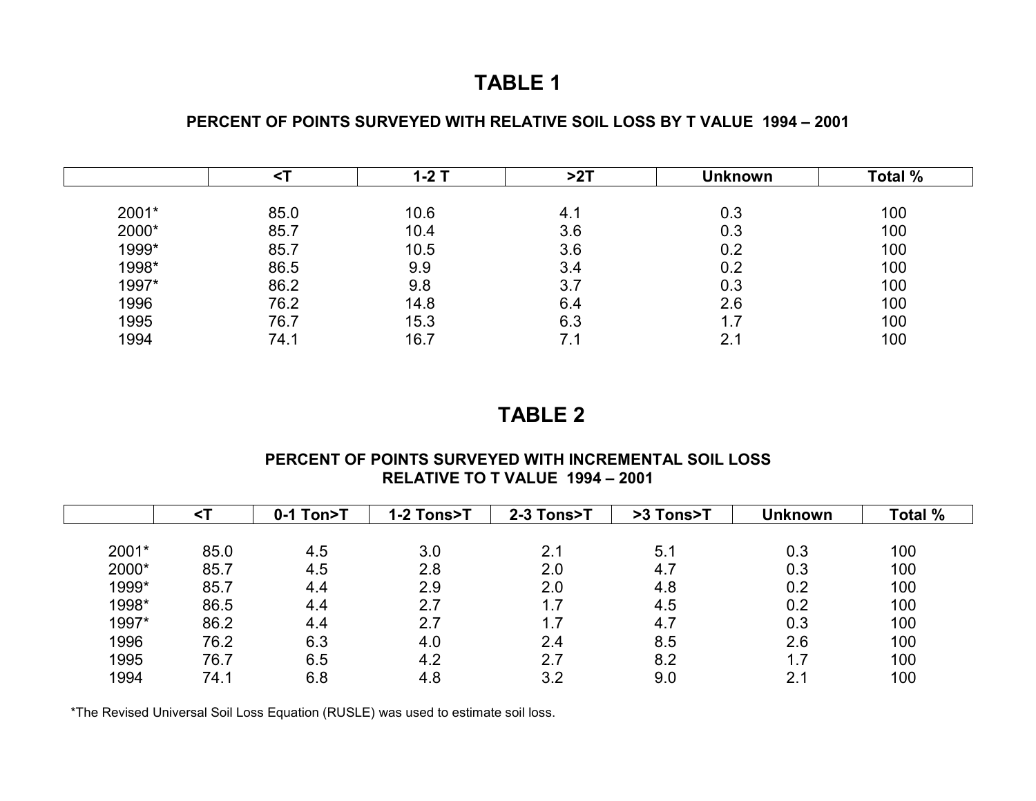# TABLE 1

### PERCENT OF POINTS SURVEYED WITH RELATIVE SOIL LOSS BY T VALUE 1994 – 2001

| | <T | 1-2 T | >2T | Unknown | Total % |
|---|---|---|---|---|---|
| 2001* | 85.0 | 10.6 | 4.1 | 0.3 | 100 |
| 2000* | 85.7 | 10.4 | 3.6 | 0.3 | 100 |
| 1999* | 85.7 | 10.5 | 3.6 | 0.2 | 100 |
| 1998* | 86.5 | 9.9 | 3.4 | 0.2 | 100 |
| 1997* | 86.2 | 9.8 | 3.7 | 0.3 | 100 |
| 1996 | 76.2 | 14.8 | 6.4 | 2.6 | 100 |
| 1995 | 76.7 | 15.3 | 6.3 | 1.7 | 100 |
| 1994 | 74.1 | 16.7 | 7.1 | 2.1 | 100 |

# TABLE 2

### PERCENT OF POINTS SURVEYED WITH INCREMENTAL SOIL LOSS RELATIVE TO T VALUE 1994 – 2001

| | <T | 0-1 Ton>T | 1-2 Tons>T | 2-3 Tons>T | >3 Tons>T | Unknown | Total % |
|---|---|---|---|---|---|---|---|
| 2001* | 85.0 | 4.5 | 3.0 | 2.1 | 5.1 | 0.3 | 100 |
| 2000* | 85.7 | 4.5 | 2.8 | 2.0 | 4.7 | 0.3 | 100 |
| 1999* | 85.7 | 4.4 | 2.9 | 2.0 | 4.8 | 0.2 | 100 |
| 1998* | 86.5 | 4.4 | 2.7 | 1.7 | 4.5 | 0.2 | 100 |
| 1997* | 86.2 | 4.4 | 2.7 | 1.7 | 4.7 | 0.3 | 100 |
| 1996 | 76.2 | 6.3 | 4.0 | 2.4 | 8.5 | 2.6 | 100 |
| 1995 | 76.7 | 6.5 | 4.2 | 2.7 | 8.2 | 1.7 | 100 |
| 1994 | 74.1 | 6.8 | 4.8 | 3.2 | 9.0 | 2.1 | 100 |

*The Revised Universal Soil Loss Equation (RUSLE) was used to estimate soil loss.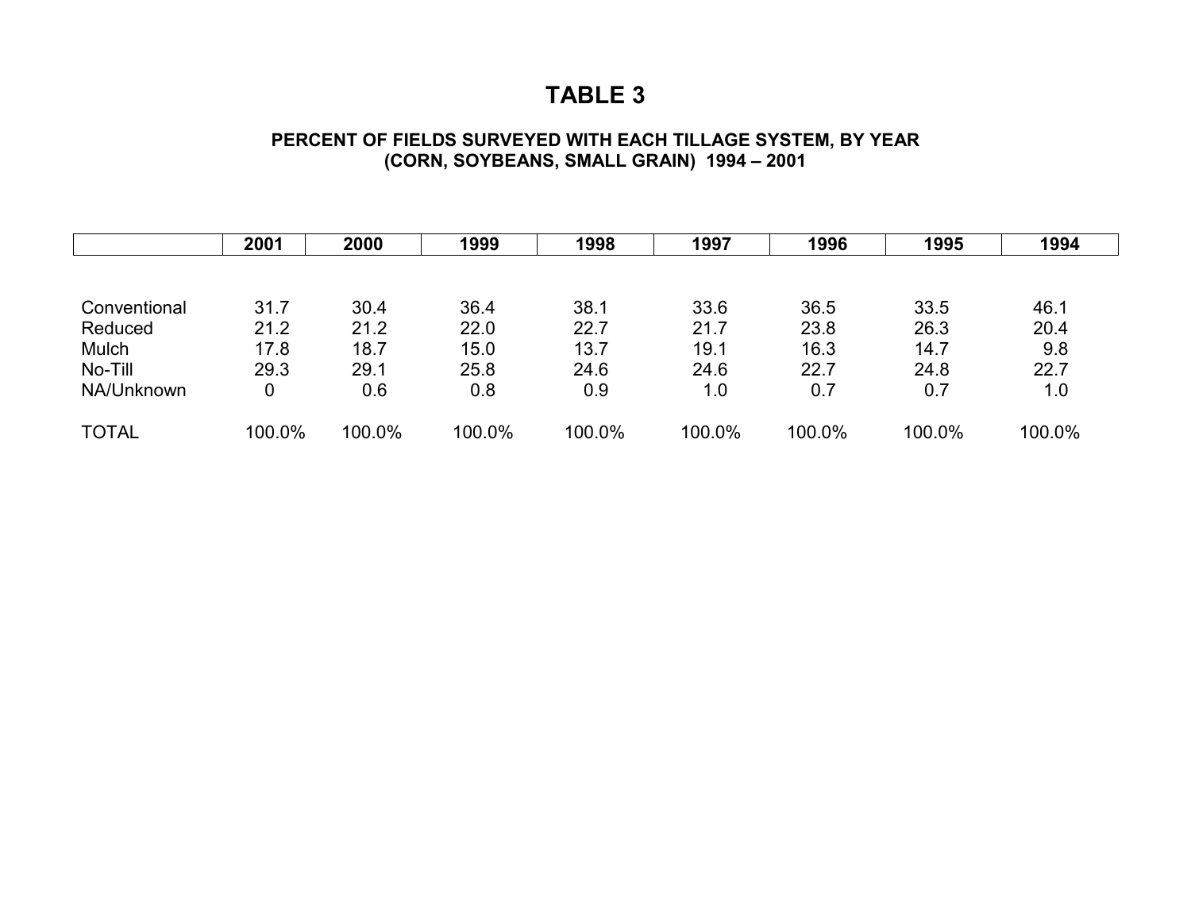# TABLE 3

### PERCENT OF FIELDS SURVEYED WITH EACH TILLAGE SYSTEM, BY YEAR (CORN, SOYBEANS, SMALL GRAIN) 1994 – 2001

| | 2001 | 2000 | 1999 | 1998 | 1997 | 1996 | 1995 | 1994 |
|---|---|---|---|---|---|---|---|---|
| Conventional | 31.7 | 30.4 | 36.4 | 38.1 | 33.6 | 36.5 | 33.5 | 46.1 |
| Reduced | 21.2 | 21.2 | 22.0 | 22.7 | 21.7 | 23.8 | 26.3 | 20.4 |
| Mulch | 17.8 | 18.7 | 15.0 | 13.7 | 19.1 | 16.3 | 14.7 | 9.8 |
| No-Till | 29.3 | 29.1 | 25.8 | 24.6 | 24.6 | 22.7 | 24.8 | 22.7 |
| NA/Unknown | 0 | 0.6 | 0.8 | 0.9 | 1.0 | 0.7 | 0.7 | 1.0 |
| TOTAL | 100.0% | 100.0% | 100.0% | 100.0% | 100.0% | 100.0% | 100.0% | 100.0% |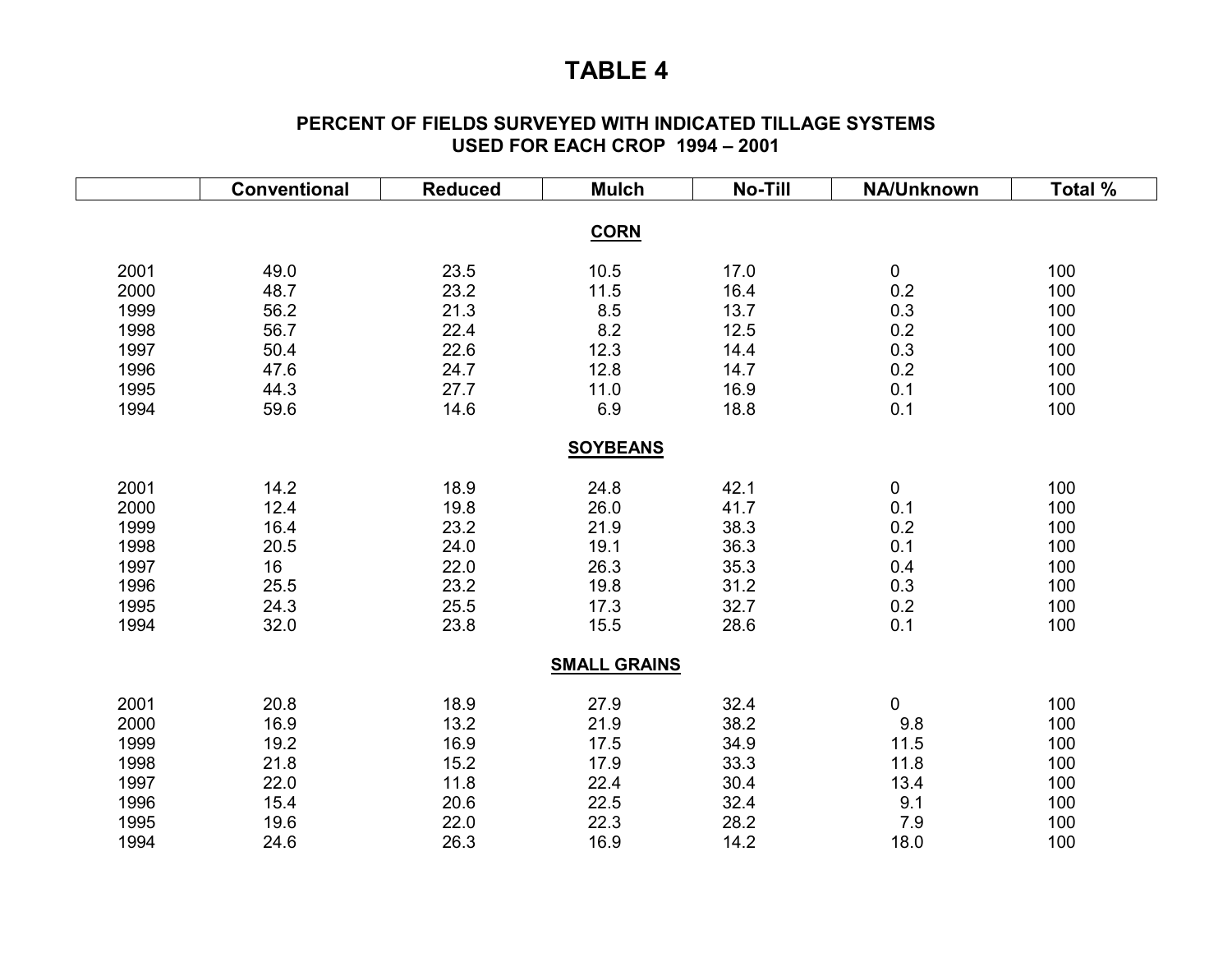# TABLE 4

## PERCENT OF FIELDS SURVEYED WITH INDICATED TILLAGE SYSTEMS USED FOR EACH CROP 1994 – 2001

| | Conventional | Reduced | Mulch | No-Till | NA/Unknown | Total % |
|---|---|---|---|---|---|---|
| | | | **CORN** | | | |
| 2001 | 49.0 | 23.5 | 10.5 | 17.0 | 0 | 100 |
| 2000 | 48.7 | 23.2 | 11.5 | 16.4 | 0.2 | 100 |
| 1999 | 56.2 | 21.3 | 8.5 | 13.7 | 0.3 | 100 |
| 1998 | 56.7 | 22.4 | 8.2 | 12.5 | 0.2 | 100 |
| 1997 | 50.4 | 22.6 | 12.3 | 14.4 | 0.3 | 100 |
| 1996 | 47.6 | 24.7 | 12.8 | 14.7 | 0.2 | 100 |
| 1995 | 44.3 | 27.7 | 11.0 | 16.9 | 0.1 | 100 |
| 1994 | 59.6 | 14.6 | 6.9 | 18.8 | 0.1 | 100 |
| | | | **SOYBEANS** | | | |
| 2001 | 14.2 | 18.9 | 24.8 | 42.1 | 0 | 100 |
| 2000 | 12.4 | 19.8 | 26.0 | 41.7 | 0.1 | 100 |
| 1999 | 16.4 | 23.2 | 21.9 | 38.3 | 0.2 | 100 |
| 1998 | 20.5 | 24.0 | 19.1 | 36.3 | 0.1 | 100 |
| 1997 | 16 | 22.0 | 26.3 | 35.3 | 0.4 | 100 |
| 1996 | 25.5 | 23.2 | 19.8 | 31.2 | 0.3 | 100 |
| 1995 | 24.3 | 25.5 | 17.3 | 32.7 | 0.2 | 100 |
| 1994 | 32.0 | 23.8 | 15.5 | 28.6 | 0.1 | 100 |
| | | | **SMALL GRAINS** | | | |
| 2001 | 20.8 | 18.9 | 27.9 | 32.4 | 0 | 100 |
| 2000 | 16.9 | 13.2 | 21.9 | 38.2 | 9.8 | 100 |
| 1999 | 19.2 | 16.9 | 17.5 | 34.9 | 11.5 | 100 |
| 1998 | 21.8 | 15.2 | 17.9 | 33.3 | 11.8 | 100 |
| 1997 | 22.0 | 11.8 | 22.4 | 30.4 | 13.4 | 100 |
| 1996 | 15.4 | 20.6 | 22.5 | 32.4 | 9.1 | 100 |
| 1995 | 19.6 | 22.0 | 22.3 | 28.2 | 7.9 | 100 |
| 1994 | 24.6 | 26.3 | 16.9 | 14.2 | 18.0 | 100 |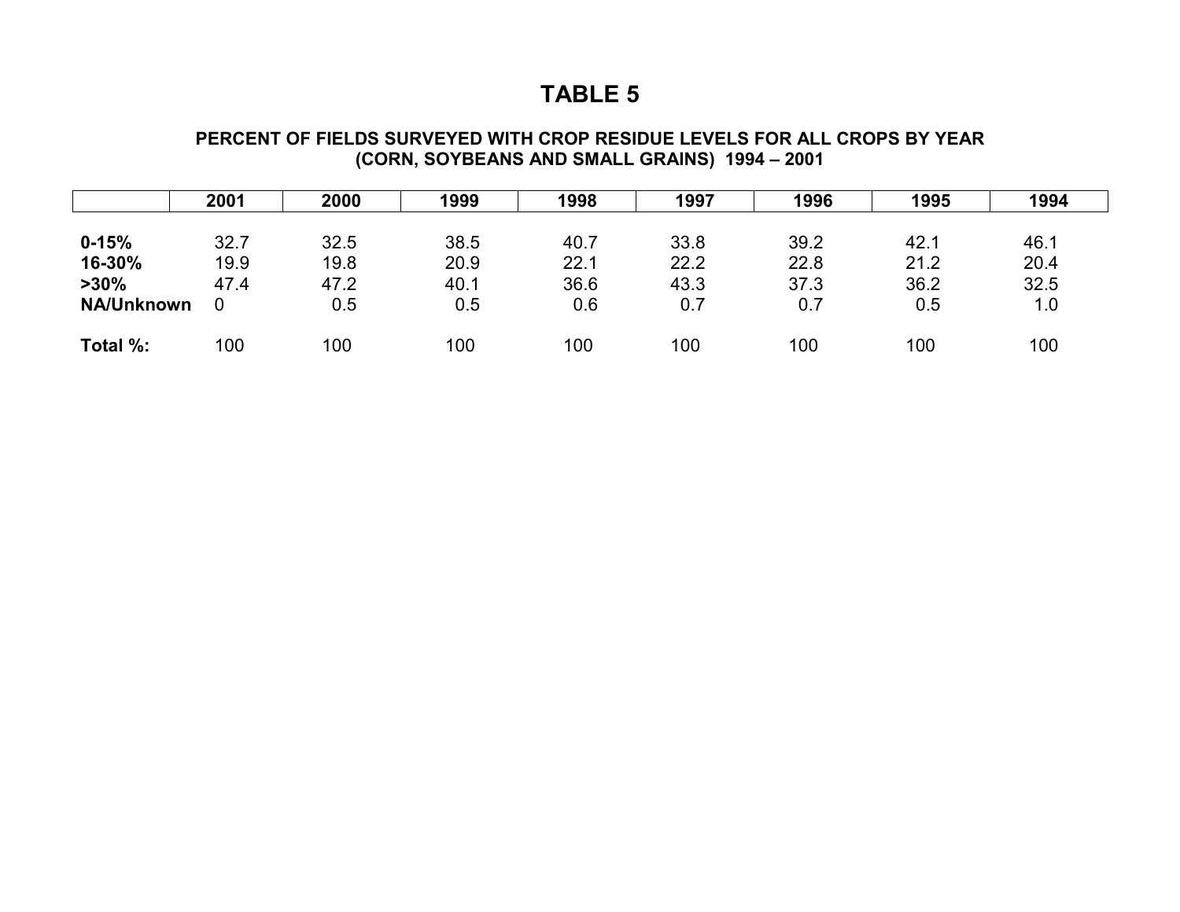# TABLE 5

### PERCENT OF FIELDS SURVEYED WITH CROP RESIDUE LEVELS FOR ALL CROPS BY YEAR (CORN, SOYBEANS AND SMALL GRAINS) 1994 – 2001

| | 2001 | 2000 | 1999 | 1998 | 1997 | 1996 | 1995 | 1994 |
|---|---|---|---|---|---|---|---|---|
| **0-15%** | 32.7 | 32.5 | 38.5 | 40.7 | 33.8 | 39.2 | 42.1 | 46.1 |
| **16-30%** | 19.9 | 19.8 | 20.9 | 22.1 | 22.2 | 22.8 | 21.2 | 20.4 |
| **>30%** | 47.4 | 47.2 | 40.1 | 36.6 | 43.3 | 37.3 | 36.2 | 32.5 |
| **NA/Unknown** | 0 | 0.5 | 0.5 | 0.6 | 0.7 | 0.7 | 0.5 | 1.0 |
| **Total %:** | 100 | 100 | 100 | 100 | 100 | 100 | 100 | 100 |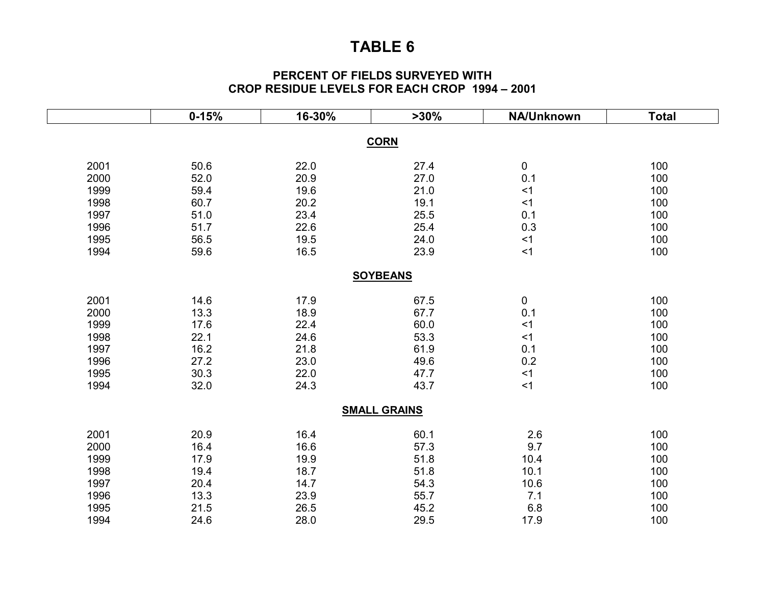# TABLE 6

## PERCENT OF FIELDS SURVEYED WITH CROP RESIDUE LEVELS FOR EACH CROP 1994 – 2001

| | 0-15% | 16-30% | >30% | NA/Unknown | Total |
|---|---|---|---|---|---|
| | | | **CORN** | | |
| 2001 | 50.6 | 22.0 | 27.4 | 0 | 100 |
| 2000 | 52.0 | 20.9 | 27.0 | 0.1 | 100 |
| 1999 | 59.4 | 19.6 | 21.0 | <1 | 100 |
| 1998 | 60.7 | 20.2 | 19.1 | <1 | 100 |
| 1997 | 51.0 | 23.4 | 25.5 | 0.1 | 100 |
| 1996 | 51.7 | 22.6 | 25.4 | 0.3 | 100 |
| 1995 | 56.5 | 19.5 | 24.0 | <1 | 100 |
| 1994 | 59.6 | 16.5 | 23.9 | <1 | 100 |
| | | | **SOYBEANS** | | |
| 2001 | 14.6 | 17.9 | 67.5 | 0 | 100 |
| 2000 | 13.3 | 18.9 | 67.7 | 0.1 | 100 |
| 1999 | 17.6 | 22.4 | 60.0 | <1 | 100 |
| 1998 | 22.1 | 24.6 | 53.3 | <1 | 100 |
| 1997 | 16.2 | 21.8 | 61.9 | 0.1 | 100 |
| 1996 | 27.2 | 23.0 | 49.6 | 0.2 | 100 |
| 1995 | 30.3 | 22.0 | 47.7 | <1 | 100 |
| 1994 | 32.0 | 24.3 | 43.7 | <1 | 100 |
| | | | **SMALL GRAINS** | | |
| 2001 | 20.9 | 16.4 | 60.1 | 2.6 | 100 |
| 2000 | 16.4 | 16.6 | 57.3 | 9.7 | 100 |
| 1999 | 17.9 | 19.9 | 51.8 | 10.4 | 100 |
| 1998 | 19.4 | 18.7 | 51.8 | 10.1 | 100 |
| 1997 | 20.4 | 14.7 | 54.3 | 10.6 | 100 |
| 1996 | 13.3 | 23.9 | 55.7 | 7.1 | 100 |
| 1995 | 21.5 | 26.5 | 45.2 | 6.8 | 100 |
| 1994 | 24.6 | 28.0 | 29.5 | 17.9 | 100 |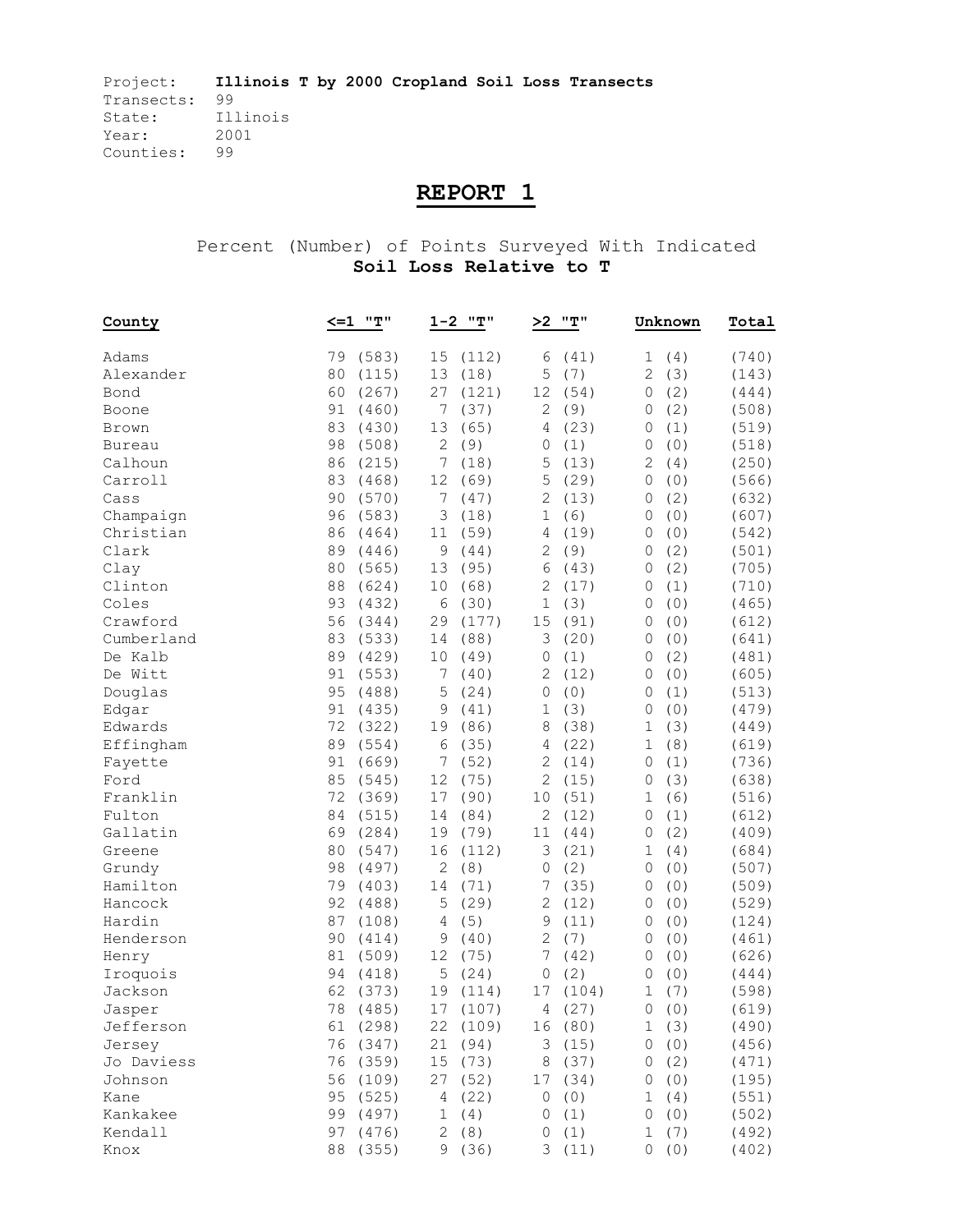Project: **Illinois T by 2000 Cropland Soil Loss Transects**
Transects: 99
State: Illinois
Year: 2001
Counties: 99

# REPORT 1

Percent (Number) of Points Surveyed With Indicated
**Soil Loss Relative to T**

| County | <=1 "T" | 1-2 "T" | >2 "T" | Unknown | Total |
|---|---|---|---|---|---|
| Adams | 79 (583) | 15 (112) | 6 (41) | 1 (4) | (740) |
| Alexander | 80 (115) | 13 (18) | 5 (7) | 2 (3) | (143) |
| Bond | 60 (267) | 27 (121) | 12 (54) | 0 (2) | (444) |
| Boone | 91 (460) | 7 (37) | 2 (9) | 0 (2) | (508) |
| Brown | 83 (430) | 13 (65) | 4 (23) | 0 (1) | (519) |
| Bureau | 98 (508) | 2 (9) | 0 (1) | 0 (0) | (518) |
| Calhoun | 86 (215) | 7 (18) | 5 (13) | 2 (4) | (250) |
| Carroll | 83 (468) | 12 (69) | 5 (29) | 0 (0) | (566) |
| Cass | 90 (570) | 7 (47) | 2 (13) | 0 (2) | (632) |
| Champaign | 96 (583) | 3 (18) | 1 (6) | 0 (0) | (607) |
| Christian | 86 (464) | 11 (59) | 4 (19) | 0 (0) | (542) |
| Clark | 89 (446) | 9 (44) | 2 (9) | 0 (2) | (501) |
| Clay | 80 (565) | 13 (95) | 6 (43) | 0 (2) | (705) |
| Clinton | 88 (624) | 10 (68) | 2 (17) | 0 (1) | (710) |
| Coles | 93 (432) | 6 (30) | 1 (3) | 0 (0) | (465) |
| Crawford | 56 (344) | 29 (177) | 15 (91) | 0 (0) | (612) |
| Cumberland | 83 (533) | 14 (88) | 3 (20) | 0 (0) | (641) |
| De Kalb | 89 (429) | 10 (49) | 0 (1) | 0 (2) | (481) |
| De Witt | 91 (553) | 7 (40) | 2 (12) | 0 (0) | (605) |
| Douglas | 95 (488) | 5 (24) | 0 (0) | 0 (1) | (513) |
| Edgar | 91 (435) | 9 (41) | 1 (3) | 0 (0) | (479) |
| Edwards | 72 (322) | 19 (86) | 8 (38) | 1 (3) | (449) |
| Effingham | 89 (554) | 6 (35) | 4 (22) | 1 (8) | (619) |
| Fayette | 91 (669) | 7 (52) | 2 (14) | 0 (1) | (736) |
| Ford | 85 (545) | 12 (75) | 2 (15) | 0 (3) | (638) |
| Franklin | 72 (369) | 17 (90) | 10 (51) | 1 (6) | (516) |
| Fulton | 84 (515) | 14 (84) | 2 (12) | 0 (1) | (612) |
| Gallatin | 69 (284) | 19 (79) | 11 (44) | 0 (2) | (409) |
| Greene | 80 (547) | 16 (112) | 3 (21) | 1 (4) | (684) |
| Grundy | 98 (497) | 2 (8) | 0 (2) | 0 (0) | (507) |
| Hamilton | 79 (403) | 14 (71) | 7 (35) | 0 (0) | (509) |
| Hancock | 92 (488) | 5 (29) | 2 (12) | 0 (0) | (529) |
| Hardin | 87 (108) | 4 (5) | 9 (11) | 0 (0) | (124) |
| Henderson | 90 (414) | 9 (40) | 2 (7) | 0 (0) | (461) |
| Henry | 81 (509) | 12 (75) | 7 (42) | 0 (0) | (626) |
| Iroquois | 94 (418) | 5 (24) | 0 (2) | 0 (0) | (444) |
| Jackson | 62 (373) | 19 (114) | 17 (104) | 1 (7) | (598) |
| Jasper | 78 (485) | 17 (107) | 4 (27) | 0 (0) | (619) |
| Jefferson | 61 (298) | 22 (109) | 16 (80) | 1 (3) | (490) |
| Jersey | 76 (347) | 21 (94) | 3 (15) | 0 (0) | (456) |
| Jo Daviess | 76 (359) | 15 (73) | 8 (37) | 0 (2) | (471) |
| Johnson | 56 (109) | 27 (52) | 17 (34) | 0 (0) | (195) |
| Kane | 95 (525) | 4 (22) | 0 (0) | 1 (4) | (551) |
| Kankakee | 99 (497) | 1 (4) | 0 (1) | 0 (0) | (502) |
| Kendall | 97 (476) | 2 (8) | 0 (1) | 1 (7) | (492) |
| Knox | 88 (355) | 9 (36) | 3 (11) | 0 (0) | (402) |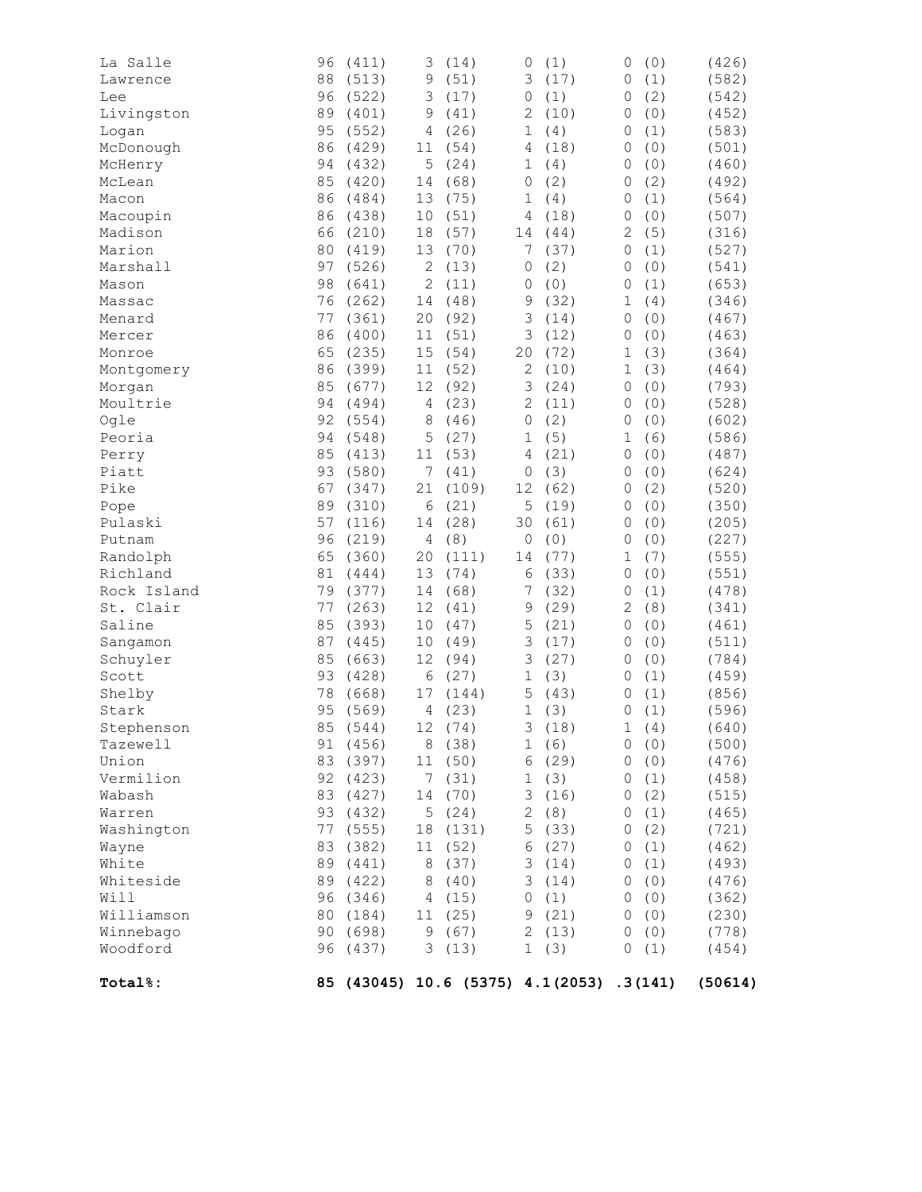| | | | | | |
|---|---|---|---|---|---|
| La Salle | 96 (411) | 3 (14) | 0 (1) | 0 (0) | (426) |
| Lawrence | 88 (513) | 9 (51) | 3 (17) | 0 (1) | (582) |
| Lee | 96 (522) | 3 (17) | 0 (1) | 0 (2) | (542) |
| Livingston | 89 (401) | 9 (41) | 2 (10) | 0 (0) | (452) |
| Logan | 95 (552) | 4 (26) | 1 (4) | 0 (1) | (583) |
| McDonough | 86 (429) | 11 (54) | 4 (18) | 0 (0) | (501) |
| McHenry | 94 (432) | 5 (24) | 1 (4) | 0 (0) | (460) |
| McLean | 85 (420) | 14 (68) | 0 (2) | 0 (2) | (492) |
| Macon | 86 (484) | 13 (75) | 1 (4) | 0 (1) | (564) |
| Macoupin | 86 (438) | 10 (51) | 4 (18) | 0 (0) | (507) |
| Madison | 66 (210) | 18 (57) | 14 (44) | 2 (5) | (316) |
| Marion | 80 (419) | 13 (70) | 7 (37) | 0 (1) | (527) |
| Marshall | 97 (526) | 2 (13) | 0 (2) | 0 (0) | (541) |
| Mason | 98 (641) | 2 (11) | 0 (0) | 0 (1) | (653) |
| Massac | 76 (262) | 14 (48) | 9 (32) | 1 (4) | (346) |
| Menard | 77 (361) | 20 (92) | 3 (14) | 0 (0) | (467) |
| Mercer | 86 (400) | 11 (51) | 3 (12) | 0 (0) | (463) |
| Monroe | 65 (235) | 15 (54) | 20 (72) | 1 (3) | (364) |
| Montgomery | 86 (399) | 11 (52) | 2 (10) | 1 (3) | (464) |
| Morgan | 85 (677) | 12 (92) | 3 (24) | 0 (0) | (793) |
| Moultrie | 94 (494) | 4 (23) | 2 (11) | 0 (0) | (528) |
| Ogle | 92 (554) | 8 (46) | 0 (2) | 0 (0) | (602) |
| Peoria | 94 (548) | 5 (27) | 1 (5) | 1 (6) | (586) |
| Perry | 85 (413) | 11 (53) | 4 (21) | 0 (0) | (487) |
| Piatt | 93 (580) | 7 (41) | 0 (3) | 0 (0) | (624) |
| Pike | 67 (347) | 21 (109) | 12 (62) | 0 (2) | (520) |
| Pope | 89 (310) | 6 (21) | 5 (19) | 0 (0) | (350) |
| Pulaski | 57 (116) | 14 (28) | 30 (61) | 0 (0) | (205) |
| Putnam | 96 (219) | 4 (8) | 0 (0) | 0 (0) | (227) |
| Randolph | 65 (360) | 20 (111) | 14 (77) | 1 (7) | (555) |
| Richland | 81 (444) | 13 (74) | 6 (33) | 0 (0) | (551) |
| Rock Island | 79 (377) | 14 (68) | 7 (32) | 0 (1) | (478) |
| St. Clair | 77 (263) | 12 (41) | 9 (29) | 2 (8) | (341) |
| Saline | 85 (393) | 10 (47) | 5 (21) | 0 (0) | (461) |
| Sangamon | 87 (445) | 10 (49) | 3 (17) | 0 (0) | (511) |
| Schuyler | 85 (663) | 12 (94) | 3 (27) | 0 (0) | (784) |
| Scott | 93 (428) | 6 (27) | 1 (3) | 0 (1) | (459) |
| Shelby | 78 (668) | 17 (144) | 5 (43) | 0 (1) | (856) |
| Stark | 95 (569) | 4 (23) | 1 (3) | 0 (1) | (596) |
| Stephenson | 85 (544) | 12 (74) | 3 (18) | 1 (4) | (640) |
| Tazewell | 91 (456) | 8 (38) | 1 (6) | 0 (0) | (500) |
| Union | 83 (397) | 11 (50) | 6 (29) | 0 (0) | (476) |
| Vermilion | 92 (423) | 7 (31) | 1 (3) | 0 (1) | (458) |
| Wabash | 83 (427) | 14 (70) | 3 (16) | 0 (2) | (515) |
| Warren | 93 (432) | 5 (24) | 2 (8) | 0 (1) | (465) |
| Washington | 77 (555) | 18 (131) | 5 (33) | 0 (2) | (721) |
| Wayne | 83 (382) | 11 (52) | 6 (27) | 0 (1) | (462) |
| White | 89 (441) | 8 (37) | 3 (14) | 0 (1) | (493) |
| Whiteside | 89 (422) | 8 (40) | 3 (14) | 0 (0) | (476) |
| Will | 96 (346) | 4 (15) | 0 (1) | 0 (0) | (362) |
| Williamson | 80 (184) | 11 (25) | 9 (21) | 0 (0) | (230) |
| Winnebago | 90 (698) | 9 (67) | 2 (13) | 0 (0) | (778) |
| Woodford | 96 (437) | 3 (13) | 1 (3) | 0 (1) | (454) |
| **Total%:** | **85 (43045)** | **10.6 (5375)** | **4.1(2053)** | **.3(141)** | **(50614)** |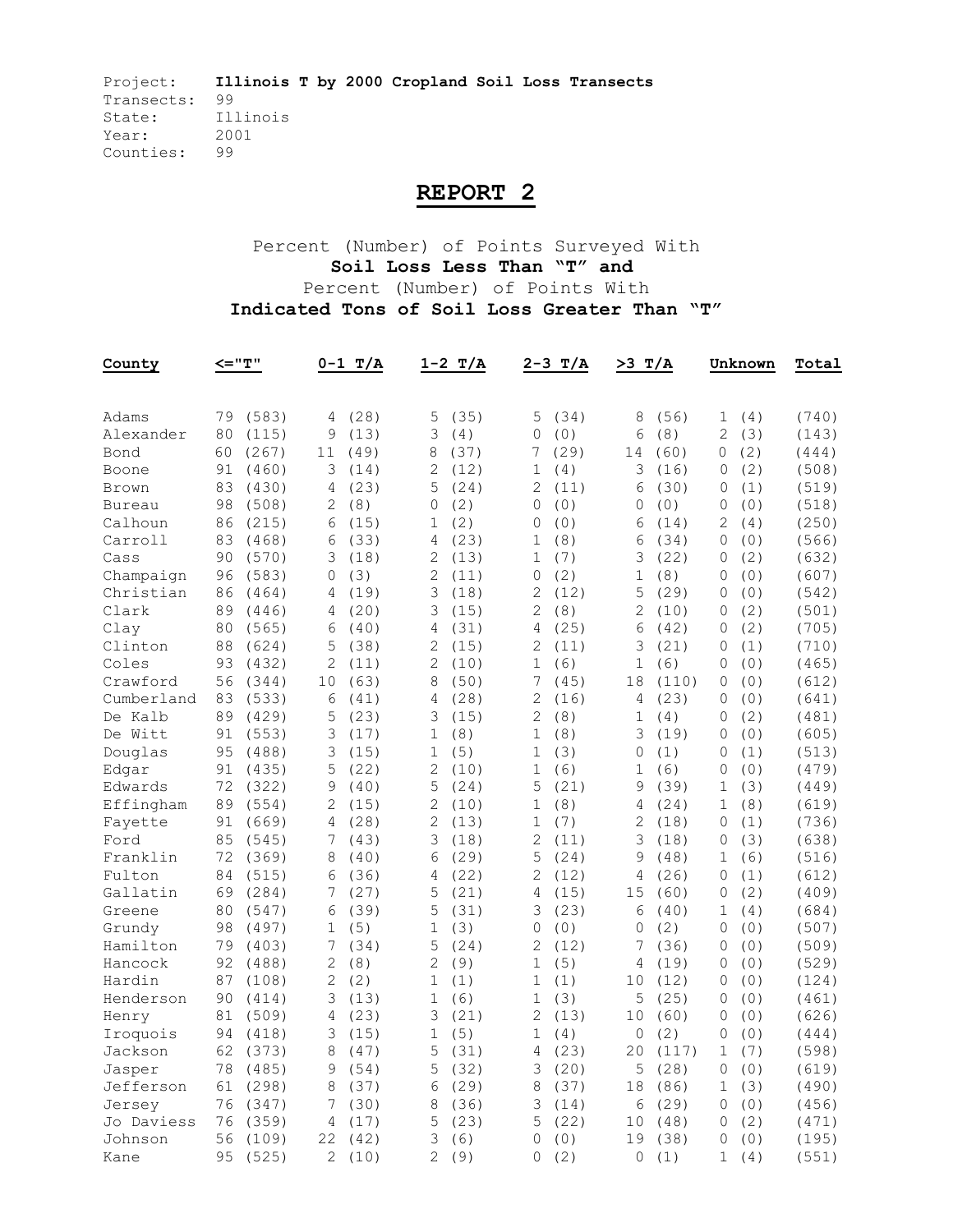Project: **Illinois T by 2000 Cropland Soil Loss Transects**
Transects: 99
State: Illinois
Year: 2001
Counties: 99

# REPORT 2

Percent (Number) of Points Surveyed With
**Soil Loss Less Than "T" and**
Percent (Number) of Points With
**Indicated Tons of Soil Loss Greater Than "T"**

| County | <="T" | 0-1 T/A | 1-2 T/A | 2-3 T/A | >3 T/A | Unknown | Total |
|---|---|---|---|---|---|---|---|
| Adams | 79 (583) | 4 (28) | 5 (35) | 5 (34) | 8 (56) | 1 (4) | (740) |
| Alexander | 80 (115) | 9 (13) | 3 (4) | 0 (0) | 6 (8) | 2 (3) | (143) |
| Bond | 60 (267) | 11 (49) | 8 (37) | 7 (29) | 14 (60) | 0 (2) | (444) |
| Boone | 91 (460) | 3 (14) | 2 (12) | 1 (4) | 3 (16) | 0 (2) | (508) |
| Brown | 83 (430) | 4 (23) | 5 (24) | 2 (11) | 6 (30) | 0 (1) | (519) |
| Bureau | 98 (508) | 2 (8) | 0 (2) | 0 (0) | 0 (0) | 0 (0) | (518) |
| Calhoun | 86 (215) | 6 (15) | 1 (2) | 0 (0) | 6 (14) | 2 (4) | (250) |
| Carroll | 83 (468) | 6 (33) | 4 (23) | 1 (8) | 6 (34) | 0 (0) | (566) |
| Cass | 90 (570) | 3 (18) | 2 (13) | 1 (7) | 3 (22) | 0 (2) | (632) |
| Champaign | 96 (583) | 0 (3) | 2 (11) | 0 (2) | 1 (8) | 0 (0) | (607) |
| Christian | 86 (464) | 4 (19) | 3 (18) | 2 (12) | 5 (29) | 0 (0) | (542) |
| Clark | 89 (446) | 4 (20) | 3 (15) | 2 (8) | 2 (10) | 0 (2) | (501) |
| Clay | 80 (565) | 6 (40) | 4 (31) | 4 (25) | 6 (42) | 0 (2) | (705) |
| Clinton | 88 (624) | 5 (38) | 2 (15) | 2 (11) | 3 (21) | 0 (1) | (710) |
| Coles | 93 (432) | 2 (11) | 2 (10) | 1 (6) | 1 (6) | 0 (0) | (465) |
| Crawford | 56 (344) | 10 (63) | 8 (50) | 7 (45) | 18 (110) | 0 (0) | (612) |
| Cumberland | 83 (533) | 6 (41) | 4 (28) | 2 (16) | 4 (23) | 0 (0) | (641) |
| De Kalb | 89 (429) | 5 (23) | 3 (15) | 2 (8) | 1 (4) | 0 (2) | (481) |
| De Witt | 91 (553) | 3 (17) | 1 (8) | 1 (8) | 3 (19) | 0 (0) | (605) |
| Douglas | 95 (488) | 3 (15) | 1 (5) | 1 (3) | 0 (1) | 0 (1) | (513) |
| Edgar | 91 (435) | 5 (22) | 2 (10) | 1 (6) | 1 (6) | 0 (0) | (479) |
| Edwards | 72 (322) | 9 (40) | 5 (24) | 5 (21) | 9 (39) | 1 (3) | (449) |
| Effingham | 89 (554) | 2 (15) | 2 (10) | 1 (8) | 4 (24) | 1 (8) | (619) |
| Fayette | 91 (669) | 4 (28) | 2 (13) | 1 (7) | 2 (18) | 0 (1) | (736) |
| Ford | 85 (545) | 7 (43) | 3 (18) | 2 (11) | 3 (18) | 0 (3) | (638) |
| Franklin | 72 (369) | 8 (40) | 6 (29) | 5 (24) | 9 (48) | 1 (6) | (516) |
| Fulton | 84 (515) | 6 (36) | 4 (22) | 2 (12) | 4 (26) | 0 (1) | (612) |
| Gallatin | 69 (284) | 7 (27) | 5 (21) | 4 (15) | 15 (60) | 0 (2) | (409) |
| Greene | 80 (547) | 6 (39) | 5 (31) | 3 (23) | 6 (40) | 1 (4) | (684) |
| Grundy | 98 (497) | 1 (5) | 1 (3) | 0 (0) | 0 (2) | 0 (0) | (507) |
| Hamilton | 79 (403) | 7 (34) | 5 (24) | 2 (12) | 7 (36) | 0 (0) | (509) |
| Hancock | 92 (488) | 2 (8) | 2 (9) | 1 (5) | 4 (19) | 0 (0) | (529) |
| Hardin | 87 (108) | 2 (2) | 1 (1) | 1 (1) | 10 (12) | 0 (0) | (124) |
| Henderson | 90 (414) | 3 (13) | 1 (6) | 1 (3) | 5 (25) | 0 (0) | (461) |
| Henry | 81 (509) | 4 (23) | 3 (21) | 2 (13) | 10 (60) | 0 (0) | (626) |
| Iroquois | 94 (418) | 3 (15) | 1 (5) | 1 (4) | 0 (2) | 0 (0) | (444) |
| Jackson | 62 (373) | 8 (47) | 5 (31) | 4 (23) | 20 (117) | 1 (7) | (598) |
| Jasper | 78 (485) | 9 (54) | 5 (32) | 3 (20) | 5 (28) | 0 (0) | (619) |
| Jefferson | 61 (298) | 8 (37) | 6 (29) | 8 (37) | 18 (86) | 1 (3) | (490) |
| Jersey | 76 (347) | 7 (30) | 8 (36) | 3 (14) | 6 (29) | 0 (0) | (456) |
| Jo Daviess | 76 (359) | 4 (17) | 5 (23) | 5 (22) | 10 (48) | 0 (2) | (471) |
| Johnson | 56 (109) | 22 (42) | 3 (6) | 0 (0) | 19 (38) | 0 (0) | (195) |
| Kane | 95 (525) | 2 (10) | 2 (9) | 0 (2) | 0 (1) | 1 (4) | (551) |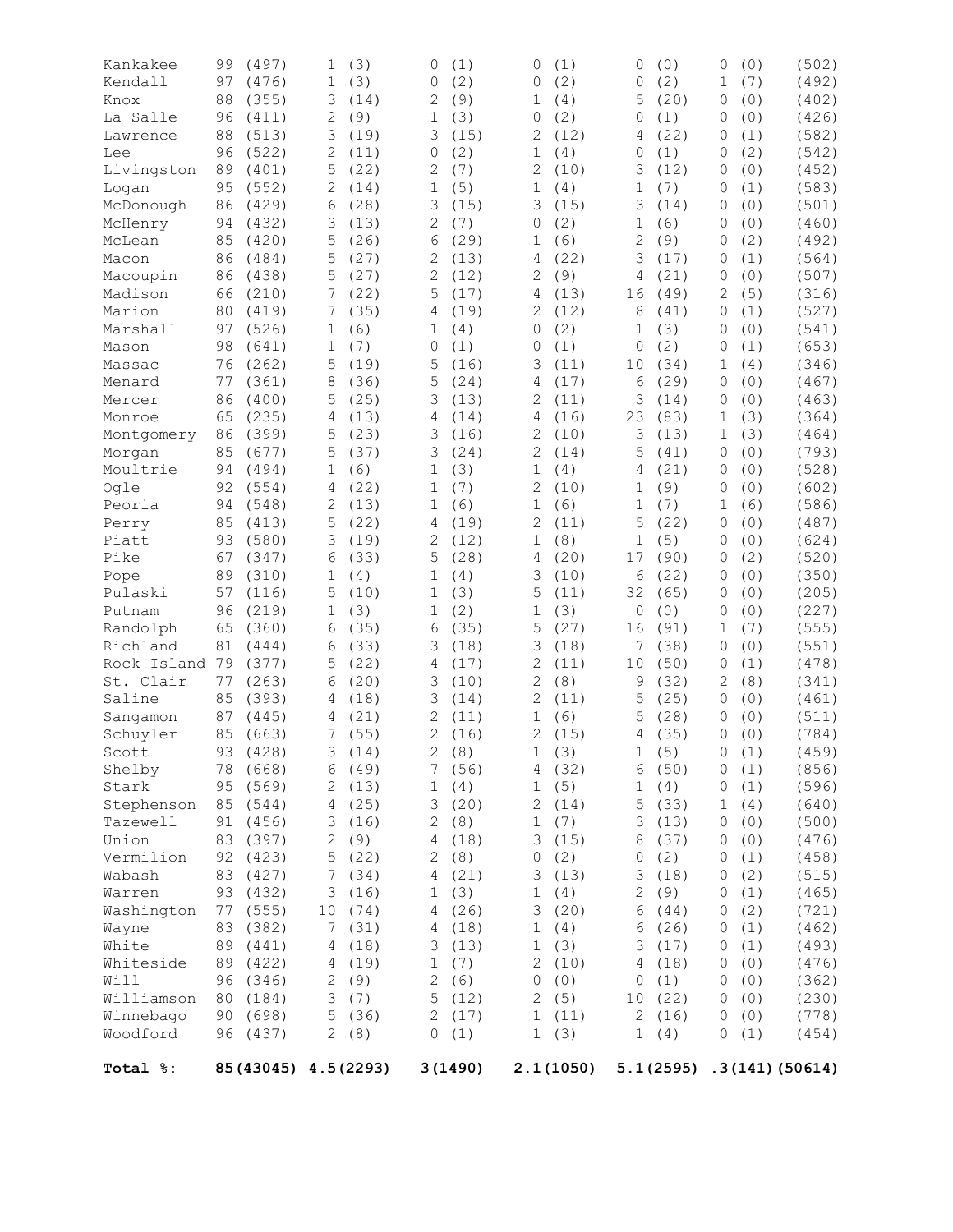| | | | | | | | |
|---|---|---|---|---|---|---|---|
| Kankakee | 99 (497) | 1 (3) | 0 (1) | 0 (1) | 0 (0) | 0 (0) | (502) |
| Kendall | 97 (476) | 1 (3) | 0 (2) | 0 (2) | 0 (2) | 1 (7) | (492) |
| Knox | 88 (355) | 3 (14) | 2 (9) | 1 (4) | 5 (20) | 0 (0) | (402) |
| La Salle | 96 (411) | 2 (9) | 1 (3) | 0 (2) | 0 (1) | 0 (0) | (426) |
| Lawrence | 88 (513) | 3 (19) | 3 (15) | 2 (12) | 4 (22) | 0 (1) | (582) |
| Lee | 96 (522) | 2 (11) | 0 (2) | 1 (4) | 0 (1) | 0 (2) | (542) |
| Livingston | 89 (401) | 5 (22) | 2 (7) | 2 (10) | 3 (12) | 0 (0) | (452) |
| Logan | 95 (552) | 2 (14) | 1 (5) | 1 (4) | 1 (7) | 0 (1) | (583) |
| McDonough | 86 (429) | 6 (28) | 3 (15) | 3 (15) | 3 (14) | 0 (0) | (501) |
| McHenry | 94 (432) | 3 (13) | 2 (7) | 0 (2) | 1 (6) | 0 (0) | (460) |
| McLean | 85 (420) | 5 (26) | 6 (29) | 1 (6) | 2 (9) | 0 (2) | (492) |
| Macon | 86 (484) | 5 (27) | 2 (13) | 4 (22) | 3 (17) | 0 (1) | (564) |
| Macoupin | 86 (438) | 5 (27) | 2 (12) | 2 (9) | 4 (21) | 0 (0) | (507) |
| Madison | 66 (210) | 7 (22) | 5 (17) | 4 (13) | 16 (49) | 2 (5) | (316) |
| Marion | 80 (419) | 7 (35) | 4 (19) | 2 (12) | 8 (41) | 0 (1) | (527) |
| Marshall | 97 (526) | 1 (6) | 1 (4) | 0 (2) | 1 (3) | 0 (0) | (541) |
| Mason | 98 (641) | 1 (7) | 0 (1) | 0 (1) | 0 (2) | 0 (1) | (653) |
| Massac | 76 (262) | 5 (19) | 5 (16) | 3 (11) | 10 (34) | 1 (4) | (346) |
| Menard | 77 (361) | 8 (36) | 5 (24) | 4 (17) | 6 (29) | 0 (0) | (467) |
| Mercer | 86 (400) | 5 (25) | 3 (13) | 2 (11) | 3 (14) | 0 (0) | (463) |
| Monroe | 65 (235) | 4 (13) | 4 (14) | 4 (16) | 23 (83) | 1 (3) | (364) |
| Montgomery | 86 (399) | 5 (23) | 3 (16) | 2 (10) | 3 (13) | 1 (3) | (464) |
| Morgan | 85 (677) | 5 (37) | 3 (24) | 2 (14) | 5 (41) | 0 (0) | (793) |
| Moultrie | 94 (494) | 1 (6) | 1 (3) | 1 (4) | 4 (21) | 0 (0) | (528) |
| Ogle | 92 (554) | 4 (22) | 1 (7) | 2 (10) | 1 (9) | 0 (0) | (602) |
| Peoria | 94 (548) | 2 (13) | 1 (6) | 1 (6) | 1 (7) | 1 (6) | (586) |
| Perry | 85 (413) | 5 (22) | 4 (19) | 2 (11) | 5 (22) | 0 (0) | (487) |
| Piatt | 93 (580) | 3 (19) | 2 (12) | 1 (8) | 1 (5) | 0 (0) | (624) |
| Pike | 67 (347) | 6 (33) | 5 (28) | 4 (20) | 17 (90) | 0 (2) | (520) |
| Pope | 89 (310) | 1 (4) | 1 (4) | 3 (10) | 6 (22) | 0 (0) | (350) |
| Pulaski | 57 (116) | 5 (10) | 1 (3) | 5 (11) | 32 (65) | 0 (0) | (205) |
| Putnam | 96 (219) | 1 (3) | 1 (2) | 1 (3) | 0 (0) | 0 (0) | (227) |
| Randolph | 65 (360) | 6 (35) | 6 (35) | 5 (27) | 16 (91) | 1 (7) | (555) |
| Richland | 81 (444) | 6 (33) | 3 (18) | 3 (18) | 7 (38) | 0 (0) | (551) |
| Rock Island | 79 (377) | 5 (22) | 4 (17) | 2 (11) | 10 (50) | 0 (1) | (478) |
| St. Clair | 77 (263) | 6 (20) | 3 (10) | 2 (8) | 9 (32) | 2 (8) | (341) |
| Saline | 85 (393) | 4 (18) | 3 (14) | 2 (11) | 5 (25) | 0 (0) | (461) |
| Sangamon | 87 (445) | 4 (21) | 2 (11) | 1 (6) | 5 (28) | 0 (0) | (511) |
| Schuyler | 85 (663) | 7 (55) | 2 (16) | 2 (15) | 4 (35) | 0 (0) | (784) |
| Scott | 93 (428) | 3 (14) | 2 (8) | 1 (3) | 1 (5) | 0 (1) | (459) |
| Shelby | 78 (668) | 6 (49) | 7 (56) | 4 (32) | 6 (50) | 0 (1) | (856) |
| Stark | 95 (569) | 2 (13) | 1 (4) | 1 (5) | 1 (4) | 0 (1) | (596) |
| Stephenson | 85 (544) | 4 (25) | 3 (20) | 2 (14) | 5 (33) | 1 (4) | (640) |
| Tazewell | 91 (456) | 3 (16) | 2 (8) | 1 (7) | 3 (13) | 0 (0) | (500) |
| Union | 83 (397) | 2 (9) | 4 (18) | 3 (15) | 8 (37) | 0 (0) | (476) |
| Vermilion | 92 (423) | 5 (22) | 2 (8) | 0 (2) | 0 (2) | 0 (1) | (458) |
| Wabash | 83 (427) | 7 (34) | 4 (21) | 3 (13) | 3 (18) | 0 (2) | (515) |
| Warren | 93 (432) | 3 (16) | 1 (3) | 1 (4) | 2 (9) | 0 (1) | (465) |
| Washington | 77 (555) | 10 (74) | 4 (26) | 3 (20) | 6 (44) | 0 (2) | (721) |
| Wayne | 83 (382) | 7 (31) | 4 (18) | 1 (4) | 6 (26) | 0 (1) | (462) |
| White | 89 (441) | 4 (18) | 3 (13) | 1 (3) | 3 (17) | 0 (1) | (493) |
| Whiteside | 89 (422) | 4 (19) | 1 (7) | 2 (10) | 4 (18) | 0 (0) | (476) |
| Will | 96 (346) | 2 (9) | 2 (6) | 0 (0) | 0 (1) | 0 (0) | (362) |
| Williamson | 80 (184) | 3 (7) | 5 (12) | 2 (5) | 10 (22) | 0 (0) | (230) |
| Winnebago | 90 (698) | 5 (36) | 2 (17) | 1 (11) | 2 (16) | 0 (0) | (778) |
| Woodford | 96 (437) | 2 (8) | 0 (1) | 1 (3) | 1 (4) | 0 (1) | (454) |
| **Total %:** | **85(43045)** | **4.5(2293)** | **3(1490)** | **2.1(1050)** | **5.1(2595)** | **.3(141)** | **(50614)** |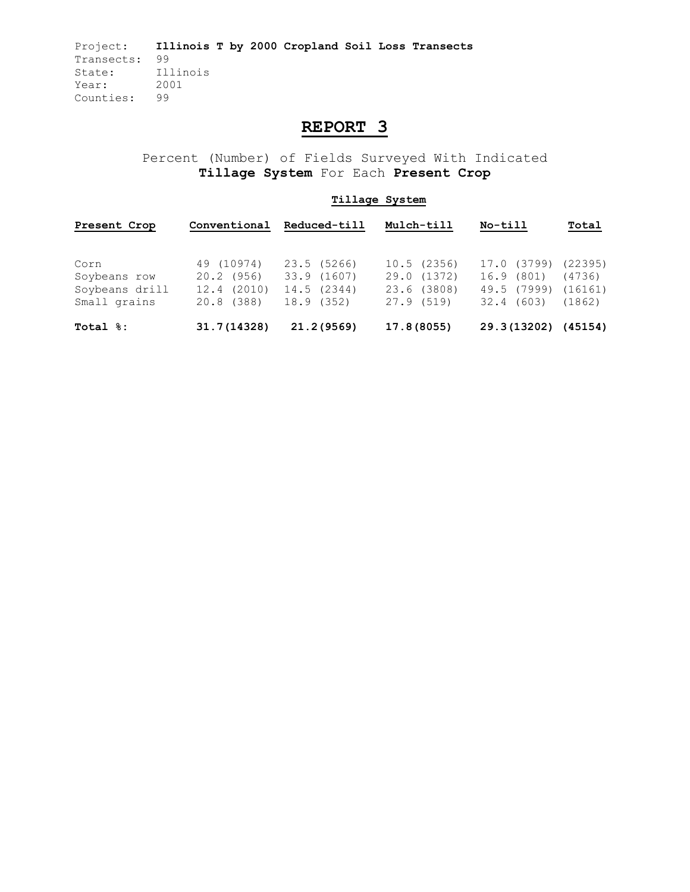Project: **Illinois T by 2000 Cropland Soil Loss Transects**
Transects: 99
State: Illinois
Year: 2001
Counties: 99

# REPORT 3

Percent (Number) of Fields Surveyed With Indicated **Tillage System** For Each **Present Crop**

| Present Crop | Conventional | Reduced-till | Mulch-till | No-till | Total |
|---|---|---|---|---|---|
| | **Tillage System** | | | | |
| Corn | 49 (10974) | 23.5 (5266) | 10.5 (2356) | 17.0 (3799) | (22395) |
| Soybeans row | 20.2 (956) | 33.9 (1607) | 29.0 (1372) | 16.9 (801) | (4736) |
| Soybeans drill | 12.4 (2010) | 14.5 (2344) | 23.6 (3808) | 49.5 (7999) | (16161) |
| Small grains | 20.8 (388) | 18.9 (352) | 27.9 (519) | 32.4 (603) | (1862) |
| **Total %:** | **31.7(14328)** | **21.2(9569)** | **17.8(8055)** | **29.3(13202)** | **(45154)** |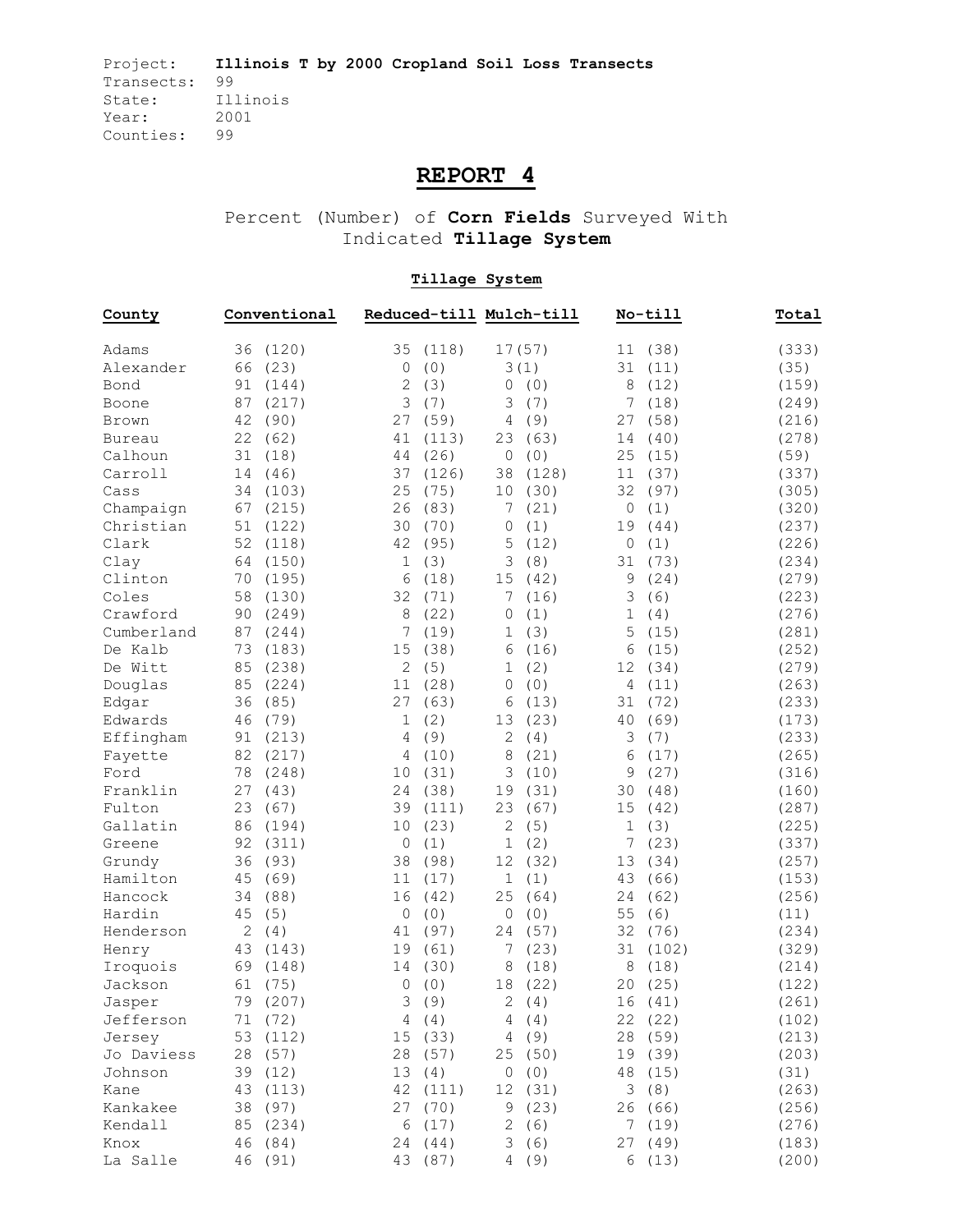Project: **Illinois T by 2000 Cropland Soil Loss Transects**
Transects: 99
State: Illinois
Year: 2001
Counties: 99

# REPORT 4

Percent (Number) of **Corn Fields** Surveyed With Indicated **Tillage System**

**Tillage System**

| County | Conventional | Reduced-till | Mulch-till | No-till | Total |
|---|---|---|---|---|---|
| Adams | 36 (120) | 35 (118) | 17(57) | 11 (38) | (333) |
| Alexander | 66 (23) | 0 (0) | 3(1) | 31 (11) | (35) |
| Bond | 91 (144) | 2 (3) | 0 (0) | 8 (12) | (159) |
| Boone | 87 (217) | 3 (7) | 3 (7) | 7 (18) | (249) |
| Brown | 42 (90) | 27 (59) | 4 (9) | 27 (58) | (216) |
| Bureau | 22 (62) | 41 (113) | 23 (63) | 14 (40) | (278) |
| Calhoun | 31 (18) | 44 (26) | 0 (0) | 25 (15) | (59) |
| Carroll | 14 (46) | 37 (126) | 38 (128) | 11 (37) | (337) |
| Cass | 34 (103) | 25 (75) | 10 (30) | 32 (97) | (305) |
| Champaign | 67 (215) | 26 (83) | 7 (21) | 0 (1) | (320) |
| Christian | 51 (122) | 30 (70) | 0 (1) | 19 (44) | (237) |
| Clark | 52 (118) | 42 (95) | 5 (12) | 0 (1) | (226) |
| Clay | 64 (150) | 1 (3) | 3 (8) | 31 (73) | (234) |
| Clinton | 70 (195) | 6 (18) | 15 (42) | 9 (24) | (279) |
| Coles | 58 (130) | 32 (71) | 7 (16) | 3 (6) | (223) |
| Crawford | 90 (249) | 8 (22) | 0 (1) | 1 (4) | (276) |
| Cumberland | 87 (244) | 7 (19) | 1 (3) | 5 (15) | (281) |
| De Kalb | 73 (183) | 15 (38) | 6 (16) | 6 (15) | (252) |
| De Witt | 85 (238) | 2 (5) | 1 (2) | 12 (34) | (279) |
| Douglas | 85 (224) | 11 (28) | 0 (0) | 4 (11) | (263) |
| Edgar | 36 (85) | 27 (63) | 6 (13) | 31 (72) | (233) |
| Edwards | 46 (79) | 1 (2) | 13 (23) | 40 (69) | (173) |
| Effingham | 91 (213) | 4 (9) | 2 (4) | 3 (7) | (233) |
| Fayette | 82 (217) | 4 (10) | 8 (21) | 6 (17) | (265) |
| Ford | 78 (248) | 10 (31) | 3 (10) | 9 (27) | (316) |
| Franklin | 27 (43) | 24 (38) | 19 (31) | 30 (48) | (160) |
| Fulton | 23 (67) | 39 (111) | 23 (67) | 15 (42) | (287) |
| Gallatin | 86 (194) | 10 (23) | 2 (5) | 1 (3) | (225) |
| Greene | 92 (311) | 0 (1) | 1 (2) | 7 (23) | (337) |
| Grundy | 36 (93) | 38 (98) | 12 (32) | 13 (34) | (257) |
| Hamilton | 45 (69) | 11 (17) | 1 (1) | 43 (66) | (153) |
| Hancock | 34 (88) | 16 (42) | 25 (64) | 24 (62) | (256) |
| Hardin | 45 (5) | 0 (0) | 0 (0) | 55 (6) | (11) |
| Henderson | 2 (4) | 41 (97) | 24 (57) | 32 (76) | (234) |
| Henry | 43 (143) | 19 (61) | 7 (23) | 31 (102) | (329) |
| Iroquois | 69 (148) | 14 (30) | 8 (18) | 8 (18) | (214) |
| Jackson | 61 (75) | 0 (0) | 18 (22) | 20 (25) | (122) |
| Jasper | 79 (207) | 3 (9) | 2 (4) | 16 (41) | (261) |
| Jefferson | 71 (72) | 4 (4) | 4 (4) | 22 (22) | (102) |
| Jersey | 53 (112) | 15 (33) | 4 (9) | 28 (59) | (213) |
| Jo Daviess | 28 (57) | 28 (57) | 25 (50) | 19 (39) | (203) |
| Johnson | 39 (12) | 13 (4) | 0 (0) | 48 (15) | (31) |
| Kane | 43 (113) | 42 (111) | 12 (31) | 3 (8) | (263) |
| Kankakee | 38 (97) | 27 (70) | 9 (23) | 26 (66) | (256) |
| Kendall | 85 (234) | 6 (17) | 2 (6) | 7 (19) | (276) |
| Knox | 46 (84) | 24 (44) | 3 (6) | 27 (49) | (183) |
| La Salle | 46 (91) | 43 (87) | 4 (9) | 6 (13) | (200) |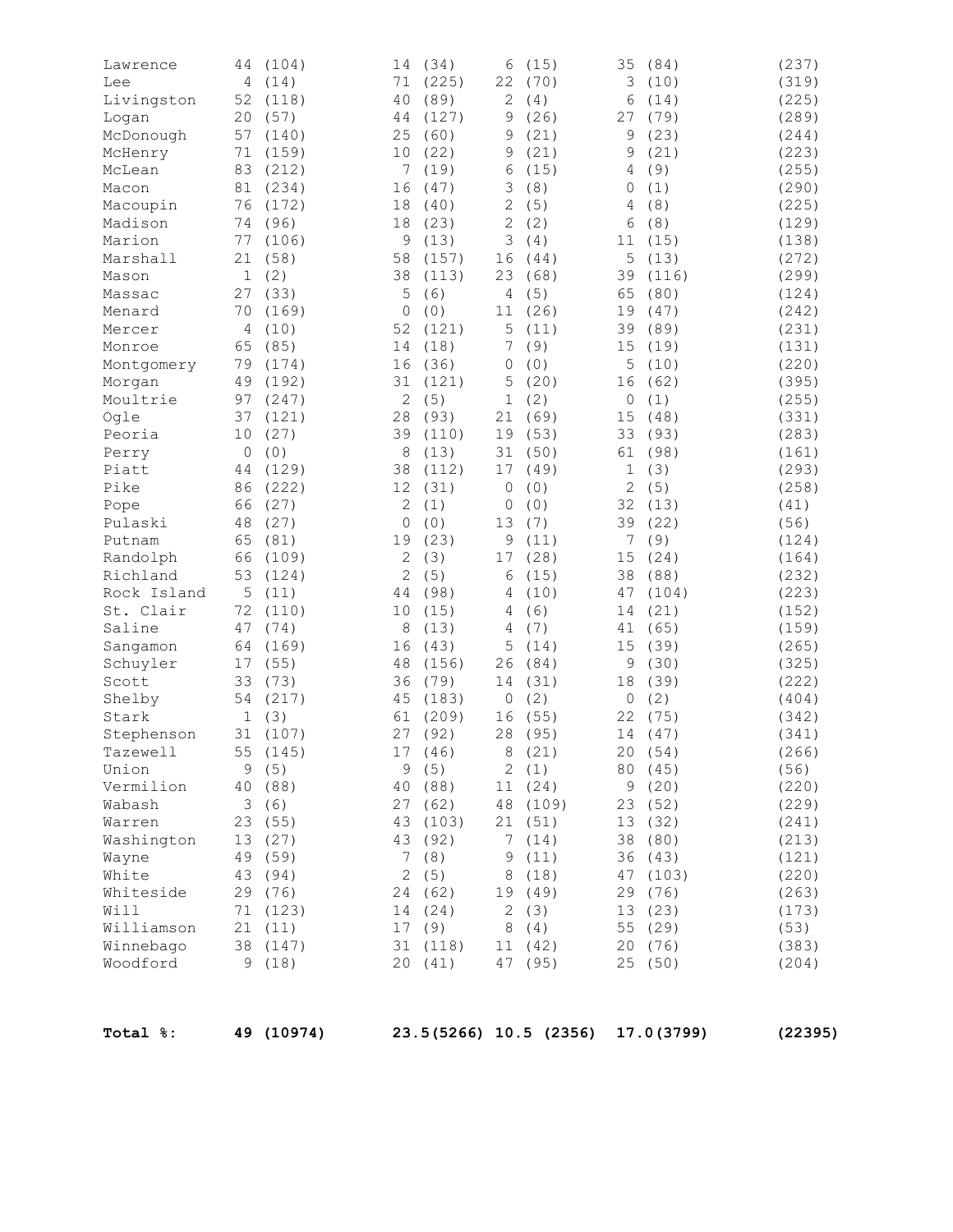| | | | | | |
|---|---|---|---|---|---|
| Lawrence | 44 (104) | 14 (34) | 6 (15) | 35 (84) | (237) |
| Lee | 4 (14) | 71 (225) | 22 (70) | 3 (10) | (319) |
| Livingston | 52 (118) | 40 (89) | 2 (4) | 6 (14) | (225) |
| Logan | 20 (57) | 44 (127) | 9 (26) | 27 (79) | (289) |
| McDonough | 57 (140) | 25 (60) | 9 (21) | 9 (23) | (244) |
| McHenry | 71 (159) | 10 (22) | 9 (21) | 9 (21) | (223) |
| McLean | 83 (212) | 7 (19) | 6 (15) | 4 (9) | (255) |
| Macon | 81 (234) | 16 (47) | 3 (8) | 0 (1) | (290) |
| Macoupin | 76 (172) | 18 (40) | 2 (5) | 4 (8) | (225) |
| Madison | 74 (96) | 18 (23) | 2 (2) | 6 (8) | (129) |
| Marion | 77 (106) | 9 (13) | 3 (4) | 11 (15) | (138) |
| Marshall | 21 (58) | 58 (157) | 16 (44) | 5 (13) | (272) |
| Mason | 1 (2) | 38 (113) | 23 (68) | 39 (116) | (299) |
| Massac | 27 (33) | 5 (6) | 4 (5) | 65 (80) | (124) |
| Menard | 70 (169) | 0 (0) | 11 (26) | 19 (47) | (242) |
| Mercer | 4 (10) | 52 (121) | 5 (11) | 39 (89) | (231) |
| Monroe | 65 (85) | 14 (18) | 7 (9) | 15 (19) | (131) |
| Montgomery | 79 (174) | 16 (36) | 0 (0) | 5 (10) | (220) |
| Morgan | 49 (192) | 31 (121) | 5 (20) | 16 (62) | (395) |
| Moultrie | 97 (247) | 2 (5) | 1 (2) | 0 (1) | (255) |
| Ogle | 37 (121) | 28 (93) | 21 (69) | 15 (48) | (331) |
| Peoria | 10 (27) | 39 (110) | 19 (53) | 33 (93) | (283) |
| Perry | 0 (0) | 8 (13) | 31 (50) | 61 (98) | (161) |
| Piatt | 44 (129) | 38 (112) | 17 (49) | 1 (3) | (293) |
| Pike | 86 (222) | 12 (31) | 0 (0) | 2 (5) | (258) |
| Pope | 66 (27) | 2 (1) | 0 (0) | 32 (13) | (41) |
| Pulaski | 48 (27) | 0 (0) | 13 (7) | 39 (22) | (56) |
| Putnam | 65 (81) | 19 (23) | 9 (11) | 7 (9) | (124) |
| Randolph | 66 (109) | 2 (3) | 17 (28) | 15 (24) | (164) |
| Richland | 53 (124) | 2 (5) | 6 (15) | 38 (88) | (232) |
| Rock Island | 5 (11) | 44 (98) | 4 (10) | 47 (104) | (223) |
| St. Clair | 72 (110) | 10 (15) | 4 (6) | 14 (21) | (152) |
| Saline | 47 (74) | 8 (13) | 4 (7) | 41 (65) | (159) |
| Sangamon | 64 (169) | 16 (43) | 5 (14) | 15 (39) | (265) |
| Schuyler | 17 (55) | 48 (156) | 26 (84) | 9 (30) | (325) |
| Scott | 33 (73) | 36 (79) | 14 (31) | 18 (39) | (222) |
| Shelby | 54 (217) | 45 (183) | 0 (2) | 0 (2) | (404) |
| Stark | 1 (3) | 61 (209) | 16 (55) | 22 (75) | (342) |
| Stephenson | 31 (107) | 27 (92) | 28 (95) | 14 (47) | (341) |
| Tazewell | 55 (145) | 17 (46) | 8 (21) | 20 (54) | (266) |
| Union | 9 (5) | 9 (5) | 2 (1) | 80 (45) | (56) |
| Vermilion | 40 (88) | 40 (88) | 11 (24) | 9 (20) | (220) |
| Wabash | 3 (6) | 27 (62) | 48 (109) | 23 (52) | (229) |
| Warren | 23 (55) | 43 (103) | 21 (51) | 13 (32) | (241) |
| Washington | 13 (27) | 43 (92) | 7 (14) | 38 (80) | (213) |
| Wayne | 49 (59) | 7 (8) | 9 (11) | 36 (43) | (121) |
| White | 43 (94) | 2 (5) | 8 (18) | 47 (103) | (220) |
| Whiteside | 29 (76) | 24 (62) | 19 (49) | 29 (76) | (263) |
| Will | 71 (123) | 14 (24) | 2 (3) | 13 (23) | (173) |
| Williamson | 21 (11) | 17 (9) | 8 (4) | 55 (29) | (53) |
| Winnebago | 38 (147) | 31 (118) | 11 (42) | 20 (76) | (383) |
| Woodford | 9 (18) | 20 (41) | 47 (95) | 25 (50) | (204) |
| **Total %:** | **49 (10974)** | **23.5(5266)** | **10.5 (2356)** | **17.0(3799)** | **(22395)** |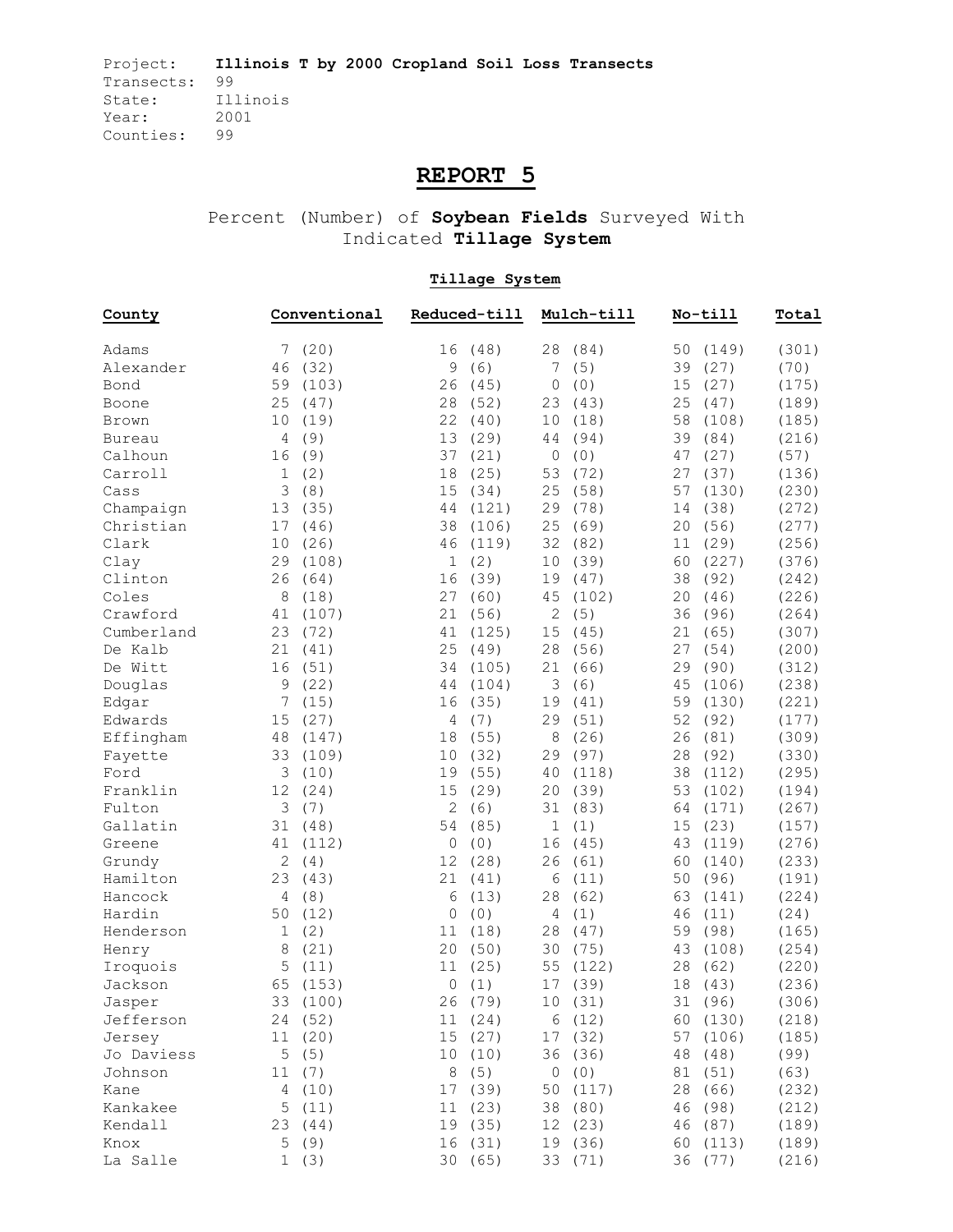Project: **Illinois T by 2000 Cropland Soil Loss Transects**
Transects: 99
State: Illinois
Year: 2001
Counties: 99

# REPORT 5

Percent (Number) of **Soybean Fields** Surveyed With Indicated **Tillage System**

**Tillage System**

| County | Conventional | Reduced-till | Mulch-till | No-till | Total |
|---|---|---|---|---|---|
| Adams | 7 (20) | 16 (48) | 28 (84) | 50 (149) | (301) |
| Alexander | 46 (32) | 9 (6) | 7 (5) | 39 (27) | (70) |
| Bond | 59 (103) | 26 (45) | 0 (0) | 15 (27) | (175) |
| Boone | 25 (47) | 28 (52) | 23 (43) | 25 (47) | (189) |
| Brown | 10 (19) | 22 (40) | 10 (18) | 58 (108) | (185) |
| Bureau | 4 (9) | 13 (29) | 44 (94) | 39 (84) | (216) |
| Calhoun | 16 (9) | 37 (21) | 0 (0) | 47 (27) | (57) |
| Carroll | 1 (2) | 18 (25) | 53 (72) | 27 (37) | (136) |
| Cass | 3 (8) | 15 (34) | 25 (58) | 57 (130) | (230) |
| Champaign | 13 (35) | 44 (121) | 29 (78) | 14 (38) | (272) |
| Christian | 17 (46) | 38 (106) | 25 (69) | 20 (56) | (277) |
| Clark | 10 (26) | 46 (119) | 32 (82) | 11 (29) | (256) |
| Clay | 29 (108) | 1 (2) | 10 (39) | 60 (227) | (376) |
| Clinton | 26 (64) | 16 (39) | 19 (47) | 38 (92) | (242) |
| Coles | 8 (18) | 27 (60) | 45 (102) | 20 (46) | (226) |
| Crawford | 41 (107) | 21 (56) | 2 (5) | 36 (96) | (264) |
| Cumberland | 23 (72) | 41 (125) | 15 (45) | 21 (65) | (307) |
| De Kalb | 21 (41) | 25 (49) | 28 (56) | 27 (54) | (200) |
| De Witt | 16 (51) | 34 (105) | 21 (66) | 29 (90) | (312) |
| Douglas | 9 (22) | 44 (104) | 3 (6) | 45 (106) | (238) |
| Edgar | 7 (15) | 16 (35) | 19 (41) | 59 (130) | (221) |
| Edwards | 15 (27) | 4 (7) | 29 (51) | 52 (92) | (177) |
| Effingham | 48 (147) | 18 (55) | 8 (26) | 26 (81) | (309) |
| Fayette | 33 (109) | 10 (32) | 29 (97) | 28 (92) | (330) |
| Ford | 3 (10) | 19 (55) | 40 (118) | 38 (112) | (295) |
| Franklin | 12 (24) | 15 (29) | 20 (39) | 53 (102) | (194) |
| Fulton | 3 (7) | 2 (6) | 31 (83) | 64 (171) | (267) |
| Gallatin | 31 (48) | 54 (85) | 1 (1) | 15 (23) | (157) |
| Greene | 41 (112) | 0 (0) | 16 (45) | 43 (119) | (276) |
| Grundy | 2 (4) | 12 (28) | 26 (61) | 60 (140) | (233) |
| Hamilton | 23 (43) | 21 (41) | 6 (11) | 50 (96) | (191) |
| Hancock | 4 (8) | 6 (13) | 28 (62) | 63 (141) | (224) |
| Hardin | 50 (12) | 0 (0) | 4 (1) | 46 (11) | (24) |
| Henderson | 1 (2) | 11 (18) | 28 (47) | 59 (98) | (165) |
| Henry | 8 (21) | 20 (50) | 30 (75) | 43 (108) | (254) |
| Iroquois | 5 (11) | 11 (25) | 55 (122) | 28 (62) | (220) |
| Jackson | 65 (153) | 0 (1) | 17 (39) | 18 (43) | (236) |
| Jasper | 33 (100) | 26 (79) | 10 (31) | 31 (96) | (306) |
| Jefferson | 24 (52) | 11 (24) | 6 (12) | 60 (130) | (218) |
| Jersey | 11 (20) | 15 (27) | 17 (32) | 57 (106) | (185) |
| Jo Daviess | 5 (5) | 10 (10) | 36 (36) | 48 (48) | (99) |
| Johnson | 11 (7) | 8 (5) | 0 (0) | 81 (51) | (63) |
| Kane | 4 (10) | 17 (39) | 50 (117) | 28 (66) | (232) |
| Kankakee | 5 (11) | 11 (23) | 38 (80) | 46 (98) | (212) |
| Kendall | 23 (44) | 19 (35) | 12 (23) | 46 (87) | (189) |
| Knox | 5 (9) | 16 (31) | 19 (36) | 60 (113) | (189) |
| La Salle | 1 (3) | 30 (65) | 33 (71) | 36 (77) | (216) |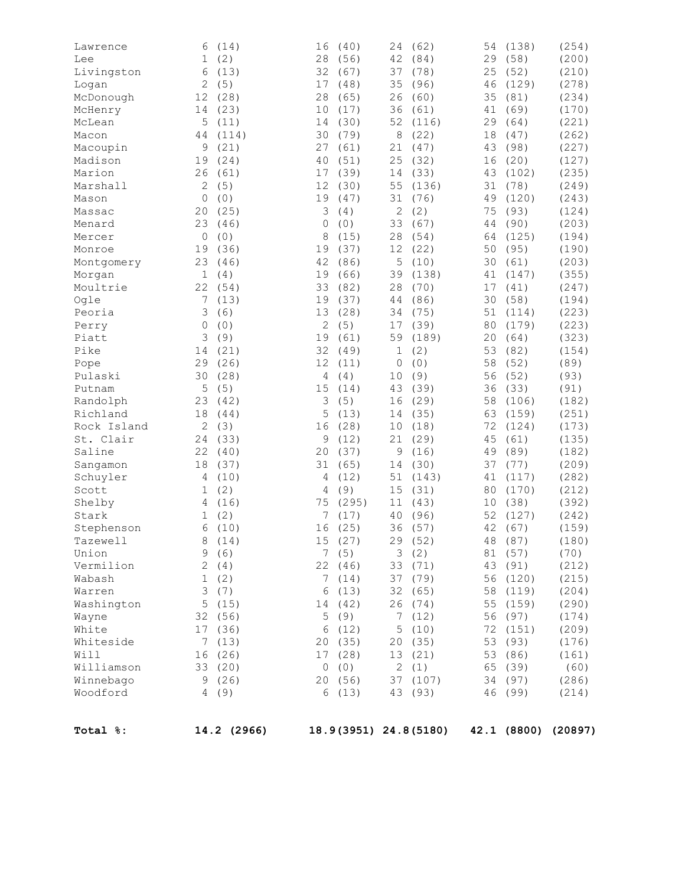| | | | | | |
|---|---|---|---|---|---|
| Lawrence | 6 (14) | 16 (40) | 24 (62) | 54 (138) | (254) |
| Lee | 1 (2) | 28 (56) | 42 (84) | 29 (58) | (200) |
| Livingston | 6 (13) | 32 (67) | 37 (78) | 25 (52) | (210) |
| Logan | 2 (5) | 17 (48) | 35 (96) | 46 (129) | (278) |
| McDonough | 12 (28) | 28 (65) | 26 (60) | 35 (81) | (234) |
| McHenry | 14 (23) | 10 (17) | 36 (61) | 41 (69) | (170) |
| McLean | 5 (11) | 14 (30) | 52 (116) | 29 (64) | (221) |
| Macon | 44 (114) | 30 (79) | 8 (22) | 18 (47) | (262) |
| Macoupin | 9 (21) | 27 (61) | 21 (47) | 43 (98) | (227) |
| Madison | 19 (24) | 40 (51) | 25 (32) | 16 (20) | (127) |
| Marion | 26 (61) | 17 (39) | 14 (33) | 43 (102) | (235) |
| Marshall | 2 (5) | 12 (30) | 55 (136) | 31 (78) | (249) |
| Mason | 0 (0) | 19 (47) | 31 (76) | 49 (120) | (243) |
| Massac | 20 (25) | 3 (4) | 2 (2) | 75 (93) | (124) |
| Menard | 23 (46) | 0 (0) | 33 (67) | 44 (90) | (203) |
| Mercer | 0 (0) | 8 (15) | 28 (54) | 64 (125) | (194) |
| Monroe | 19 (36) | 19 (37) | 12 (22) | 50 (95) | (190) |
| Montgomery | 23 (46) | 42 (86) | 5 (10) | 30 (61) | (203) |
| Morgan | 1 (4) | 19 (66) | 39 (138) | 41 (147) | (355) |
| Moultrie | 22 (54) | 33 (82) | 28 (70) | 17 (41) | (247) |
| Ogle | 7 (13) | 19 (37) | 44 (86) | 30 (58) | (194) |
| Peoria | 3 (6) | 13 (28) | 34 (75) | 51 (114) | (223) |
| Perry | 0 (0) | 2 (5) | 17 (39) | 80 (179) | (223) |
| Piatt | 3 (9) | 19 (61) | 59 (189) | 20 (64) | (323) |
| Pike | 14 (21) | 32 (49) | 1 (2) | 53 (82) | (154) |
| Pope | 29 (26) | 12 (11) | 0 (0) | 58 (52) | (89) |
| Pulaski | 30 (28) | 4 (4) | 10 (9) | 56 (52) | (93) |
| Putnam | 5 (5) | 15 (14) | 43 (39) | 36 (33) | (91) |
| Randolph | 23 (42) | 3 (5) | 16 (29) | 58 (106) | (182) |
| Richland | 18 (44) | 5 (13) | 14 (35) | 63 (159) | (251) |
| Rock Island | 2 (3) | 16 (28) | 10 (18) | 72 (124) | (173) |
| St. Clair | 24 (33) | 9 (12) | 21 (29) | 45 (61) | (135) |
| Saline | 22 (40) | 20 (37) | 9 (16) | 49 (89) | (182) |
| Sangamon | 18 (37) | 31 (65) | 14 (30) | 37 (77) | (209) |
| Schuyler | 4 (10) | 4 (12) | 51 (143) | 41 (117) | (282) |
| Scott | 1 (2) | 4 (9) | 15 (31) | 80 (170) | (212) |
| Shelby | 4 (16) | 75 (295) | 11 (43) | 10 (38) | (392) |
| Stark | 1 (2) | 7 (17) | 40 (96) | 52 (127) | (242) |
| Stephenson | 6 (10) | 16 (25) | 36 (57) | 42 (67) | (159) |
| Tazewell | 8 (14) | 15 (27) | 29 (52) | 48 (87) | (180) |
| Union | 9 (6) | 7 (5) | 3 (2) | 81 (57) | (70) |
| Vermilion | 2 (4) | 22 (46) | 33 (71) | 43 (91) | (212) |
| Wabash | 1 (2) | 7 (14) | 37 (79) | 56 (120) | (215) |
| Warren | 3 (7) | 6 (13) | 32 (65) | 58 (119) | (204) |
| Washington | 5 (15) | 14 (42) | 26 (74) | 55 (159) | (290) |
| Wayne | 32 (56) | 5 (9) | 7 (12) | 56 (97) | (174) |
| White | 17 (36) | 6 (12) | 5 (10) | 72 (151) | (209) |
| Whiteside | 7 (13) | 20 (35) | 20 (35) | 53 (93) | (176) |
| Will | 16 (26) | 17 (28) | 13 (21) | 53 (86) | (161) |
| Williamson | 33 (20) | 0 (0) | 2 (1) | 65 (39) | (60) |
| Winnebago | 9 (26) | 20 (56) | 37 (107) | 34 (97) | (286) |
| Woodford | 4 (9) | 6 (13) | 43 (93) | 46 (99) | (214) |
| **Total %:** | **14.2 (2966)** | **18.9(3951)** | **24.8(5180)** | **42.1 (8800)** | **(20897)** |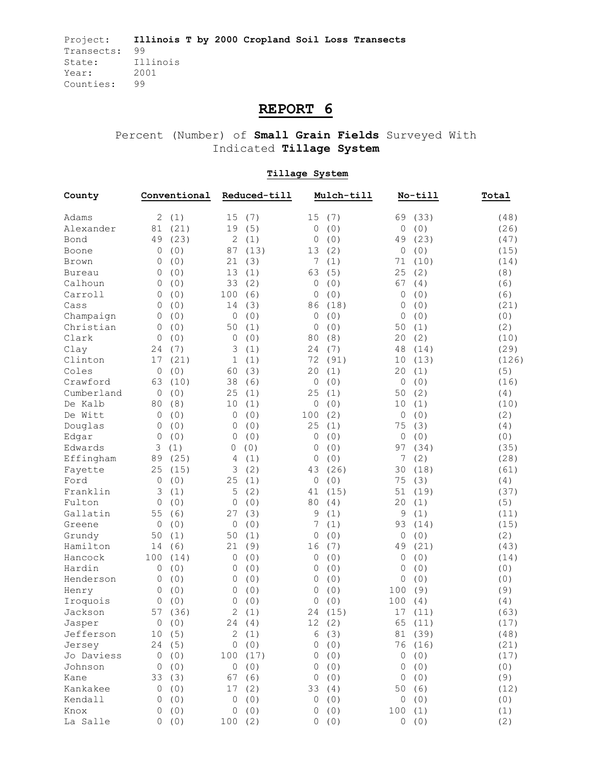Project: **Illinois T by 2000 Cropland Soil Loss Transects**
Transects: 99
State: Illinois
Year: 2001
Counties: 99

# REPORT 6

Percent (Number) of **Small Grain Fields** Surveyed With Indicated **Tillage System**

**Tillage System**

| County | Conventional | Reduced-till | Mulch-till | No-till | Total |
|---|---|---|---|---|---|
| Adams | 2 (1) | 15 (7) | 15 (7) | 69 (33) | (48) |
| Alexander | 81 (21) | 19 (5) | 0 (0) | 0 (0) | (26) |
| Bond | 49 (23) | 2 (1) | 0 (0) | 49 (23) | (47) |
| Boone | 0 (0) | 87 (13) | 13 (2) | 0 (0) | (15) |
| Brown | 0 (0) | 21 (3) | 7 (1) | 71 (10) | (14) |
| Bureau | 0 (0) | 13 (1) | 63 (5) | 25 (2) | (8) |
| Calhoun | 0 (0) | 33 (2) | 0 (0) | 67 (4) | (6) |
| Carroll | 0 (0) | 100 (6) | 0 (0) | 0 (0) | (6) |
| Cass | 0 (0) | 14 (3) | 86 (18) | 0 (0) | (21) |
| Champaign | 0 (0) | 0 (0) | 0 (0) | 0 (0) | (0) |
| Christian | 0 (0) | 50 (1) | 0 (0) | 50 (1) | (2) |
| Clark | 0 (0) | 0 (0) | 80 (8) | 20 (2) | (10) |
| Clay | 24 (7) | 3 (1) | 24 (7) | 48 (14) | (29) |
| Clinton | 17 (21) | 1 (1) | 72 (91) | 10 (13) | (126) |
| Coles | 0 (0) | 60 (3) | 20 (1) | 20 (1) | (5) |
| Crawford | 63 (10) | 38 (6) | 0 (0) | 0 (0) | (16) |
| Cumberland | 0 (0) | 25 (1) | 25 (1) | 50 (2) | (4) |
| De Kalb | 80 (8) | 10 (1) | 0 (0) | 10 (1) | (10) |
| De Witt | 0 (0) | 0 (0) | 100 (2) | 0 (0) | (2) |
| Douglas | 0 (0) | 0 (0) | 25 (1) | 75 (3) | (4) |
| Edgar | 0 (0) | 0 (0) | 0 (0) | 0 (0) | (0) |
| Edwards | 3 (1) | 0 (0) | 0 (0) | 97 (34) | (35) |
| Effingham | 89 (25) | 4 (1) | 0 (0) | 7 (2) | (28) |
| Fayette | 25 (15) | 3 (2) | 43 (26) | 30 (18) | (61) |
| Ford | 0 (0) | 25 (1) | 0 (0) | 75 (3) | (4) |
| Franklin | 3 (1) | 5 (2) | 41 (15) | 51 (19) | (37) |
| Fulton | 0 (0) | 0 (0) | 80 (4) | 20 (1) | (5) |
| Gallatin | 55 (6) | 27 (3) | 9 (1) | 9 (1) | (11) |
| Greene | 0 (0) | 0 (0) | 7 (1) | 93 (14) | (15) |
| Grundy | 50 (1) | 50 (1) | 0 (0) | 0 (0) | (2) |
| Hamilton | 14 (6) | 21 (9) | 16 (7) | 49 (21) | (43) |
| Hancock | 100 (14) | 0 (0) | 0 (0) | 0 (0) | (14) |
| Hardin | 0 (0) | 0 (0) | 0 (0) | 0 (0) | (0) |
| Henderson | 0 (0) | 0 (0) | 0 (0) | 0 (0) | (0) |
| Henry | 0 (0) | 0 (0) | 0 (0) | 100 (9) | (9) |
| Iroquois | 0 (0) | 0 (0) | 0 (0) | 100 (4) | (4) |
| Jackson | 57 (36) | 2 (1) | 24 (15) | 17 (11) | (63) |
| Jasper | 0 (0) | 24 (4) | 12 (2) | 65 (11) | (17) |
| Jefferson | 10 (5) | 2 (1) | 6 (3) | 81 (39) | (48) |
| Jersey | 24 (5) | 0 (0) | 0 (0) | 76 (16) | (21) |
| Jo Daviess | 0 (0) | 100 (17) | 0 (0) | 0 (0) | (17) |
| Johnson | 0 (0) | 0 (0) | 0 (0) | 0 (0) | (0) |
| Kane | 33 (3) | 67 (6) | 0 (0) | 0 (0) | (9) |
| Kankakee | 0 (0) | 17 (2) | 33 (4) | 50 (6) | (12) |
| Kendall | 0 (0) | 0 (0) | 0 (0) | 0 (0) | (0) |
| Knox | 0 (0) | 0 (0) | 0 (0) | 100 (1) | (1) |
| La Salle | 0 (0) | 100 (2) | 0 (0) | 0 (0) | (2) |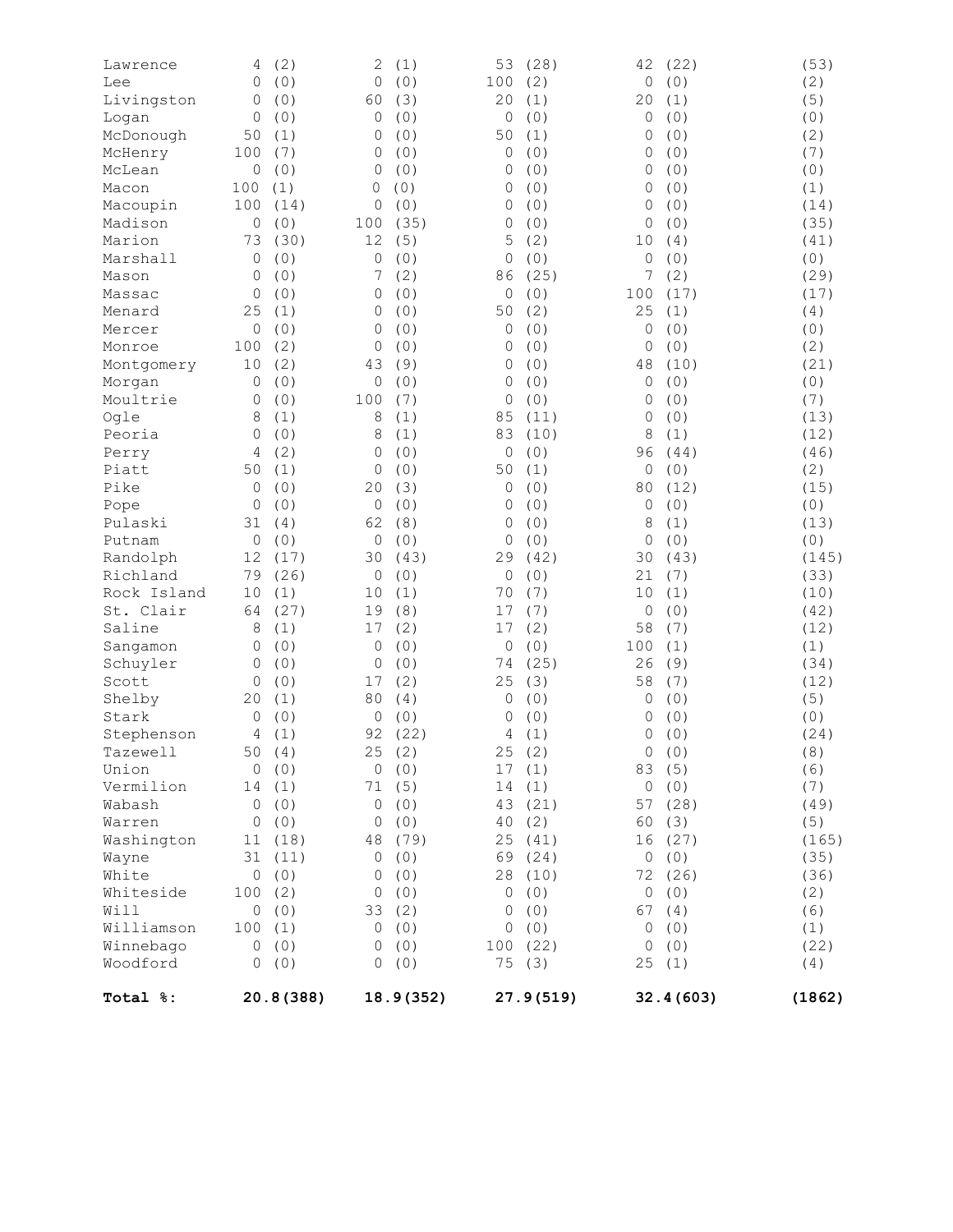| | | | | | |
|---|---|---|---|---|---|
| Lawrence | 4 (2) | 2 (1) | 53 (28) | 42 (22) | (53) |
| Lee | 0 (0) | 0 (0) | 100 (2) | 0 (0) | (2) |
| Livingston | 0 (0) | 60 (3) | 20 (1) | 20 (1) | (5) |
| Logan | 0 (0) | 0 (0) | 0 (0) | 0 (0) | (0) |
| McDonough | 50 (1) | 0 (0) | 50 (1) | 0 (0) | (2) |
| McHenry | 100 (7) | 0 (0) | 0 (0) | 0 (0) | (7) |
| McLean | 0 (0) | 0 (0) | 0 (0) | 0 (0) | (0) |
| Macon | 100 (1) | 0 (0) | 0 (0) | 0 (0) | (1) |
| Macoupin | 100 (14) | 0 (0) | 0 (0) | 0 (0) | (14) |
| Madison | 0 (0) | 100 (35) | 0 (0) | 0 (0) | (35) |
| Marion | 73 (30) | 12 (5) | 5 (2) | 10 (4) | (41) |
| Marshall | 0 (0) | 0 (0) | 0 (0) | 0 (0) | (0) |
| Mason | 0 (0) | 7 (2) | 86 (25) | 7 (2) | (29) |
| Massac | 0 (0) | 0 (0) | 0 (0) | 100 (17) | (17) |
| Menard | 25 (1) | 0 (0) | 50 (2) | 25 (1) | (4) |
| Mercer | 0 (0) | 0 (0) | 0 (0) | 0 (0) | (0) |
| Monroe | 100 (2) | 0 (0) | 0 (0) | 0 (0) | (2) |
| Montgomery | 10 (2) | 43 (9) | 0 (0) | 48 (10) | (21) |
| Morgan | 0 (0) | 0 (0) | 0 (0) | 0 (0) | (0) |
| Moultrie | 0 (0) | 100 (7) | 0 (0) | 0 (0) | (7) |
| Ogle | 8 (1) | 8 (1) | 85 (11) | 0 (0) | (13) |
| Peoria | 0 (0) | 8 (1) | 83 (10) | 8 (1) | (12) |
| Perry | 4 (2) | 0 (0) | 0 (0) | 96 (44) | (46) |
| Piatt | 50 (1) | 0 (0) | 50 (1) | 0 (0) | (2) |
| Pike | 0 (0) | 20 (3) | 0 (0) | 80 (12) | (15) |
| Pope | 0 (0) | 0 (0) | 0 (0) | 0 (0) | (0) |
| Pulaski | 31 (4) | 62 (8) | 0 (0) | 8 (1) | (13) |
| Putnam | 0 (0) | 0 (0) | 0 (0) | 0 (0) | (0) |
| Randolph | 12 (17) | 30 (43) | 29 (42) | 30 (43) | (145) |
| Richland | 79 (26) | 0 (0) | 0 (0) | 21 (7) | (33) |
| Rock Island | 10 (1) | 10 (1) | 70 (7) | 10 (1) | (10) |
| St. Clair | 64 (27) | 19 (8) | 17 (7) | 0 (0) | (42) |
| Saline | 8 (1) | 17 (2) | 17 (2) | 58 (7) | (12) |
| Sangamon | 0 (0) | 0 (0) | 0 (0) | 100 (1) | (1) |
| Schuyler | 0 (0) | 0 (0) | 74 (25) | 26 (9) | (34) |
| Scott | 0 (0) | 17 (2) | 25 (3) | 58 (7) | (12) |
| Shelby | 20 (1) | 80 (4) | 0 (0) | 0 (0) | (5) |
| Stark | 0 (0) | 0 (0) | 0 (0) | 0 (0) | (0) |
| Stephenson | 4 (1) | 92 (22) | 4 (1) | 0 (0) | (24) |
| Tazewell | 50 (4) | 25 (2) | 25 (2) | 0 (0) | (8) |
| Union | 0 (0) | 0 (0) | 17 (1) | 83 (5) | (6) |
| Vermilion | 14 (1) | 71 (5) | 14 (1) | 0 (0) | (7) |
| Wabash | 0 (0) | 0 (0) | 43 (21) | 57 (28) | (49) |
| Warren | 0 (0) | 0 (0) | 40 (2) | 60 (3) | (5) |
| Washington | 11 (18) | 48 (79) | 25 (41) | 16 (27) | (165) |
| Wayne | 31 (11) | 0 (0) | 69 (24) | 0 (0) | (35) |
| White | 0 (0) | 0 (0) | 28 (10) | 72 (26) | (36) |
| Whiteside | 100 (2) | 0 (0) | 0 (0) | 0 (0) | (2) |
| Will | 0 (0) | 33 (2) | 0 (0) | 67 (4) | (6) |
| Williamson | 100 (1) | 0 (0) | 0 (0) | 0 (0) | (1) |
| Winnebago | 0 (0) | 0 (0) | 100 (22) | 0 (0) | (22) |
| Woodford | 0 (0) | 0 (0) | 75 (3) | 25 (1) | (4) |
| **Total %:** | **20.8(388)** | **18.9(352)** | **27.9(519)** | **32.4(603)** | **(1862)** |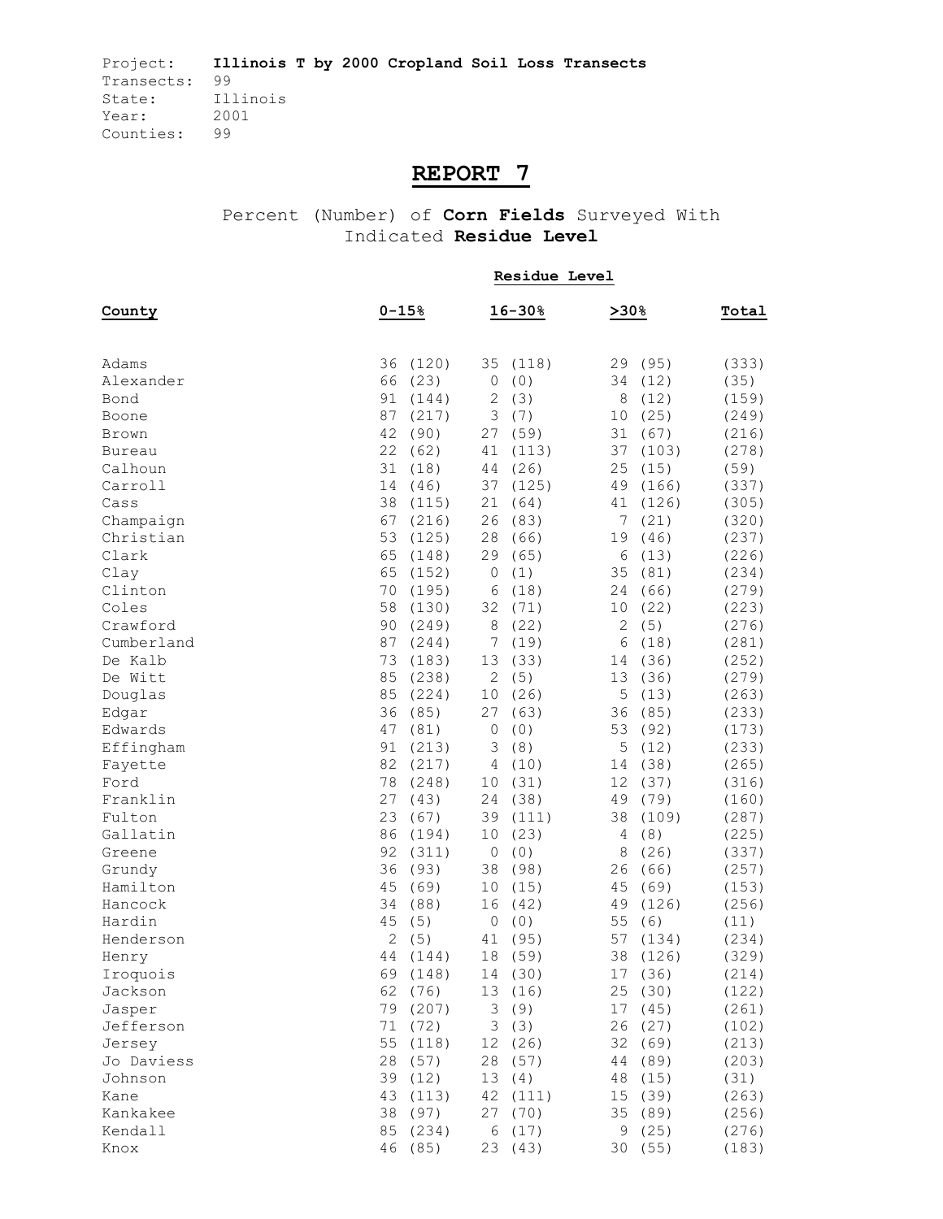Project: **Illinois T by 2000 Cropland Soil Loss Transects**
Transects: 99
State: Illinois
Year: 2001
Counties: 99

# REPORT 7

Percent (Number) of **Corn Fields** Surveyed With Indicated **Residue Level**

| County | Residue Level 0-15% | 16-30% | >30% | Total |
|---|---|---|---|---|
| Adams | 36 (120) | 35 (118) | 29 (95) | (333) |
| Alexander | 66 (23) | 0 (0) | 34 (12) | (35) |
| Bond | 91 (144) | 2 (3) | 8 (12) | (159) |
| Boone | 87 (217) | 3 (7) | 10 (25) | (249) |
| Brown | 42 (90) | 27 (59) | 31 (67) | (216) |
| Bureau | 22 (62) | 41 (113) | 37 (103) | (278) |
| Calhoun | 31 (18) | 44 (26) | 25 (15) | (59) |
| Carroll | 14 (46) | 37 (125) | 49 (166) | (337) |
| Cass | 38 (115) | 21 (64) | 41 (126) | (305) |
| Champaign | 67 (216) | 26 (83) | 7 (21) | (320) |
| Christian | 53 (125) | 28 (66) | 19 (46) | (237) |
| Clark | 65 (148) | 29 (65) | 6 (13) | (226) |
| Clay | 65 (152) | 0 (1) | 35 (81) | (234) |
| Clinton | 70 (195) | 6 (18) | 24 (66) | (279) |
| Coles | 58 (130) | 32 (71) | 10 (22) | (223) |
| Crawford | 90 (249) | 8 (22) | 2 (5) | (276) |
| Cumberland | 87 (244) | 7 (19) | 6 (18) | (281) |
| De Kalb | 73 (183) | 13 (33) | 14 (36) | (252) |
| De Witt | 85 (238) | 2 (5) | 13 (36) | (279) |
| Douglas | 85 (224) | 10 (26) | 5 (13) | (263) |
| Edgar | 36 (85) | 27 (63) | 36 (85) | (233) |
| Edwards | 47 (81) | 0 (0) | 53 (92) | (173) |
| Effingham | 91 (213) | 3 (8) | 5 (12) | (233) |
| Fayette | 82 (217) | 4 (10) | 14 (38) | (265) |
| Ford | 78 (248) | 10 (31) | 12 (37) | (316) |
| Franklin | 27 (43) | 24 (38) | 49 (79) | (160) |
| Fulton | 23 (67) | 39 (111) | 38 (109) | (287) |
| Gallatin | 86 (194) | 10 (23) | 4 (8) | (225) |
| Greene | 92 (311) | 0 (0) | 8 (26) | (337) |
| Grundy | 36 (93) | 38 (98) | 26 (66) | (257) |
| Hamilton | 45 (69) | 10 (15) | 45 (69) | (153) |
| Hancock | 34 (88) | 16 (42) | 49 (126) | (256) |
| Hardin | 45 (5) | 0 (0) | 55 (6) | (11) |
| Henderson | 2 (5) | 41 (95) | 57 (134) | (234) |
| Henry | 44 (144) | 18 (59) | 38 (126) | (329) |
| Iroquois | 69 (148) | 14 (30) | 17 (36) | (214) |
| Jackson | 62 (76) | 13 (16) | 25 (30) | (122) |
| Jasper | 79 (207) | 3 (9) | 17 (45) | (261) |
| Jefferson | 71 (72) | 3 (3) | 26 (27) | (102) |
| Jersey | 55 (118) | 12 (26) | 32 (69) | (213) |
| Jo Daviess | 28 (57) | 28 (57) | 44 (89) | (203) |
| Johnson | 39 (12) | 13 (4) | 48 (15) | (31) |
| Kane | 43 (113) | 42 (111) | 15 (39) | (263) |
| Kankakee | 38 (97) | 27 (70) | 35 (89) | (256) |
| Kendall | 85 (234) | 6 (17) | 9 (25) | (276) |
| Knox | 46 (85) | 23 (43) | 30 (55) | (183) |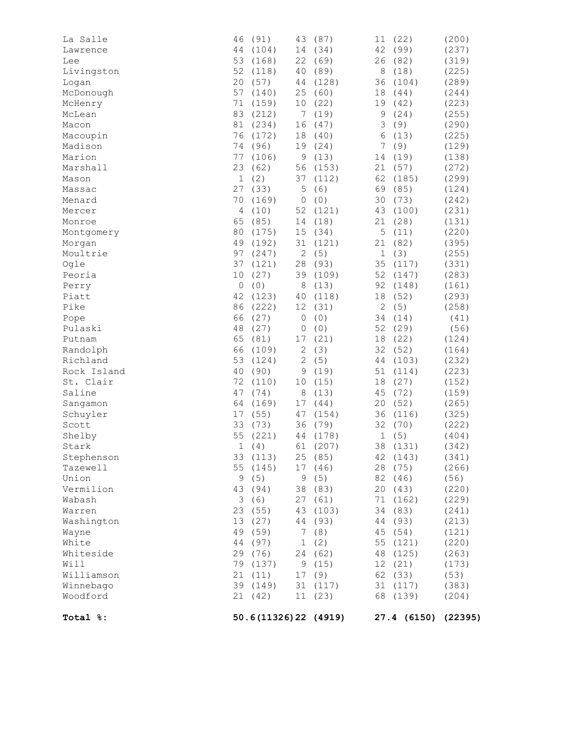| | | | | |
|---|---|---|---|---|
| La Salle | 46 (91) | 43 (87) | 11 (22) | (200) |
| Lawrence | 44 (104) | 14 (34) | 42 (99) | (237) |
| Lee | 53 (168) | 22 (69) | 26 (82) | (319) |
| Livingston | 52 (118) | 40 (89) | 8 (18) | (225) |
| Logan | 20 (57) | 44 (128) | 36 (104) | (289) |
| McDonough | 57 (140) | 25 (60) | 18 (44) | (244) |
| McHenry | 71 (159) | 10 (22) | 19 (42) | (223) |
| McLean | 83 (212) | 7 (19) | 9 (24) | (255) |
| Macon | 81 (234) | 16 (47) | 3 (9) | (290) |
| Macoupin | 76 (172) | 18 (40) | 6 (13) | (225) |
| Madison | 74 (96) | 19 (24) | 7 (9) | (129) |
| Marion | 77 (106) | 9 (13) | 14 (19) | (138) |
| Marshall | 23 (62) | 56 (153) | 21 (57) | (272) |
| Mason | 1 (2) | 37 (112) | 62 (185) | (299) |
| Massac | 27 (33) | 5 (6) | 69 (85) | (124) |
| Menard | 70 (169) | 0 (0) | 30 (73) | (242) |
| Mercer | 4 (10) | 52 (121) | 43 (100) | (231) |
| Monroe | 65 (85) | 14 (18) | 21 (28) | (131) |
| Montgomery | 80 (175) | 15 (34) | 5 (11) | (220) |
| Morgan | 49 (192) | 31 (121) | 21 (82) | (395) |
| Moultrie | 97 (247) | 2 (5) | 1 (3) | (255) |
| Ogle | 37 (121) | 28 (93) | 35 (117) | (331) |
| Peoria | 10 (27) | 39 (109) | 52 (147) | (283) |
| Perry | 0 (0) | 8 (13) | 92 (148) | (161) |
| Piatt | 42 (123) | 40 (118) | 18 (52) | (293) |
| Pike | 86 (222) | 12 (31) | 2 (5) | (258) |
| Pope | 66 (27) | 0 (0) | 34 (14) | (41) |
| Pulaski | 48 (27) | 0 (0) | 52 (29) | (56) |
| Putnam | 65 (81) | 17 (21) | 18 (22) | (124) |
| Randolph | 66 (109) | 2 (3) | 32 (52) | (164) |
| Richland | 53 (124) | 2 (5) | 44 (103) | (232) |
| Rock Island | 40 (90) | 9 (19) | 51 (114) | (223) |
| St. Clair | 72 (110) | 10 (15) | 18 (27) | (152) |
| Saline | 47 (74) | 8 (13) | 45 (72) | (159) |
| Sangamon | 64 (169) | 17 (44) | 20 (52) | (265) |
| Schuyler | 17 (55) | 47 (154) | 36 (116) | (325) |
| Scott | 33 (73) | 36 (79) | 32 (70) | (222) |
| Shelby | 55 (221) | 44 (178) | 1 (5) | (404) |
| Stark | 1 (4) | 61 (207) | 38 (131) | (342) |
| Stephenson | 33 (113) | 25 (85) | 42 (143) | (341) |
| Tazewell | 55 (145) | 17 (46) | 28 (75) | (266) |
| Union | 9 (5) | 9 (5) | 82 (46) | (56) |
| Vermilion | 43 (94) | 38 (83) | 20 (43) | (220) |
| Wabash | 3 (6) | 27 (61) | 71 (162) | (229) |
| Warren | 23 (55) | 43 (103) | 34 (83) | (241) |
| Washington | 13 (27) | 44 (93) | 44 (93) | (213) |
| Wayne | 49 (59) | 7 (8) | 45 (54) | (121) |
| White | 44 (97) | 1 (2) | 55 (121) | (220) |
| Whiteside | 29 (76) | 24 (62) | 48 (125) | (263) |
| Will | 79 (137) | 9 (15) | 12 (21) | (173) |
| Williamson | 21 (11) | 17 (9) | 62 (33) | (53) |
| Winnebago | 39 (149) | 31 (117) | 31 (117) | (383) |
| Woodford | 21 (42) | 11 (23) | 68 (139) | (204) |
| **Total %:** | **50.6(11326)** | **22 (4919)** | **27.4 (6150)** | **(22395)** |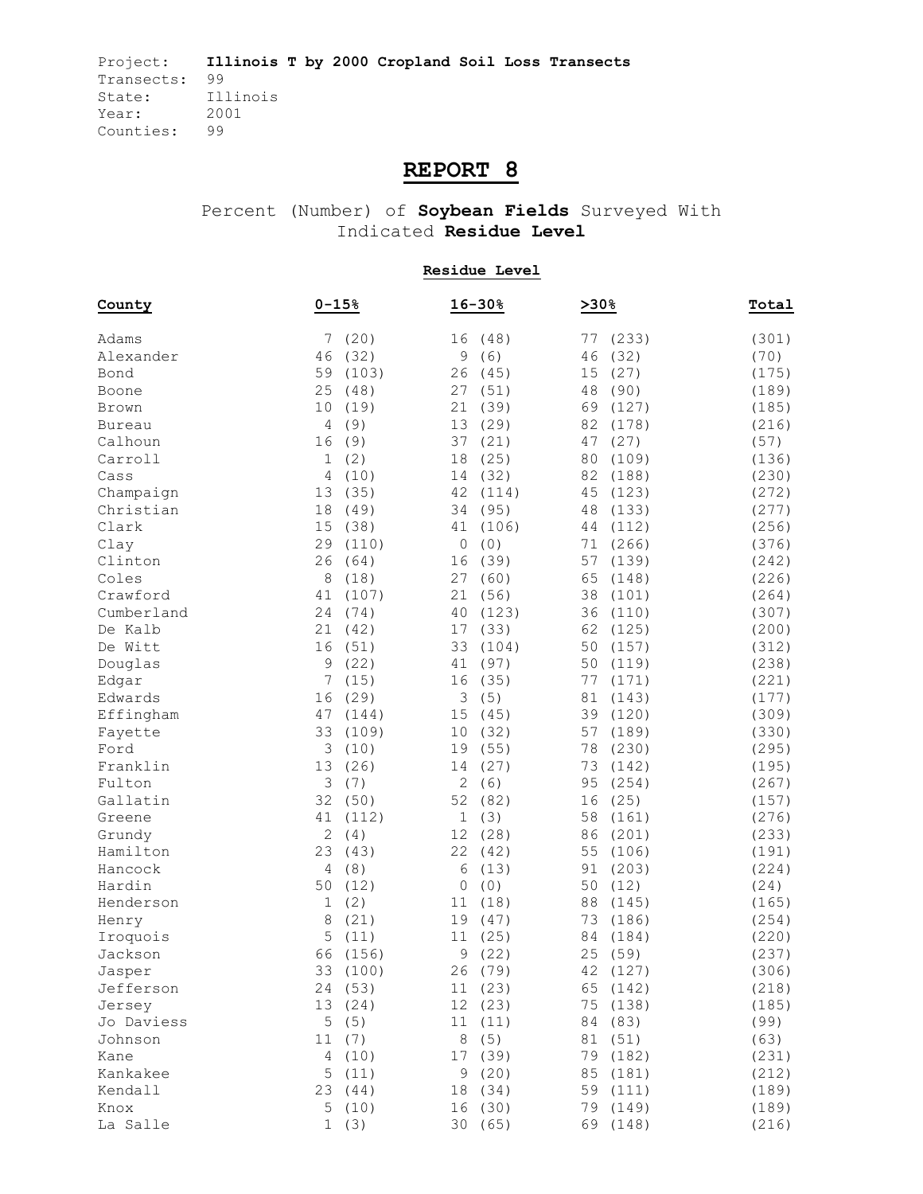Project: **Illinois T by 2000 Cropland Soil Loss Transects**
Transects: 99
State: Illinois
Year: 2001
Counties: 99

# REPORT 8

## Percent (Number) of **Soybean Fields** Surveyed With Indicated **Residue Level**

| | Residue Level | | | |
|---|---|---|---|---|
| County | 0-15% | 16-30% | >30% | Total |
| Adams | 7 (20) | 16 (48) | 77 (233) | (301) |
| Alexander | 46 (32) | 9 (6) | 46 (32) | (70) |
| Bond | 59 (103) | 26 (45) | 15 (27) | (175) |
| Boone | 25 (48) | 27 (51) | 48 (90) | (189) |
| Brown | 10 (19) | 21 (39) | 69 (127) | (185) |
| Bureau | 4 (9) | 13 (29) | 82 (178) | (216) |
| Calhoun | 16 (9) | 37 (21) | 47 (27) | (57) |
| Carroll | 1 (2) | 18 (25) | 80 (109) | (136) |
| Cass | 4 (10) | 14 (32) | 82 (188) | (230) |
| Champaign | 13 (35) | 42 (114) | 45 (123) | (272) |
| Christian | 18 (49) | 34 (95) | 48 (133) | (277) |
| Clark | 15 (38) | 41 (106) | 44 (112) | (256) |
| Clay | 29 (110) | 0 (0) | 71 (266) | (376) |
| Clinton | 26 (64) | 16 (39) | 57 (139) | (242) |
| Coles | 8 (18) | 27 (60) | 65 (148) | (226) |
| Crawford | 41 (107) | 21 (56) | 38 (101) | (264) |
| Cumberland | 24 (74) | 40 (123) | 36 (110) | (307) |
| De Kalb | 21 (42) | 17 (33) | 62 (125) | (200) |
| De Witt | 16 (51) | 33 (104) | 50 (157) | (312) |
| Douglas | 9 (22) | 41 (97) | 50 (119) | (238) |
| Edgar | 7 (15) | 16 (35) | 77 (171) | (221) |
| Edwards | 16 (29) | 3 (5) | 81 (143) | (177) |
| Effingham | 47 (144) | 15 (45) | 39 (120) | (309) |
| Fayette | 33 (109) | 10 (32) | 57 (189) | (330) |
| Ford | 3 (10) | 19 (55) | 78 (230) | (295) |
| Franklin | 13 (26) | 14 (27) | 73 (142) | (195) |
| Fulton | 3 (7) | 2 (6) | 95 (254) | (267) |
| Gallatin | 32 (50) | 52 (82) | 16 (25) | (157) |
| Greene | 41 (112) | 1 (3) | 58 (161) | (276) |
| Grundy | 2 (4) | 12 (28) | 86 (201) | (233) |
| Hamilton | 23 (43) | 22 (42) | 55 (106) | (191) |
| Hancock | 4 (8) | 6 (13) | 91 (203) | (224) |
| Hardin | 50 (12) | 0 (0) | 50 (12) | (24) |
| Henderson | 1 (2) | 11 (18) | 88 (145) | (165) |
| Henry | 8 (21) | 19 (47) | 73 (186) | (254) |
| Iroquois | 5 (11) | 11 (25) | 84 (184) | (220) |
| Jackson | 66 (156) | 9 (22) | 25 (59) | (237) |
| Jasper | 33 (100) | 26 (79) | 42 (127) | (306) |
| Jefferson | 24 (53) | 11 (23) | 65 (142) | (218) |
| Jersey | 13 (24) | 12 (23) | 75 (138) | (185) |
| Jo Daviess | 5 (5) | 11 (11) | 84 (83) | (99) |
| Johnson | 11 (7) | 8 (5) | 81 (51) | (63) |
| Kane | 4 (10) | 17 (39) | 79 (182) | (231) |
| Kankakee | 5 (11) | 9 (20) | 85 (181) | (212) |
| Kendall | 23 (44) | 18 (34) | 59 (111) | (189) |
| Knox | 5 (10) | 16 (30) | 79 (149) | (189) |
| La Salle | 1 (3) | 30 (65) | 69 (148) | (216) |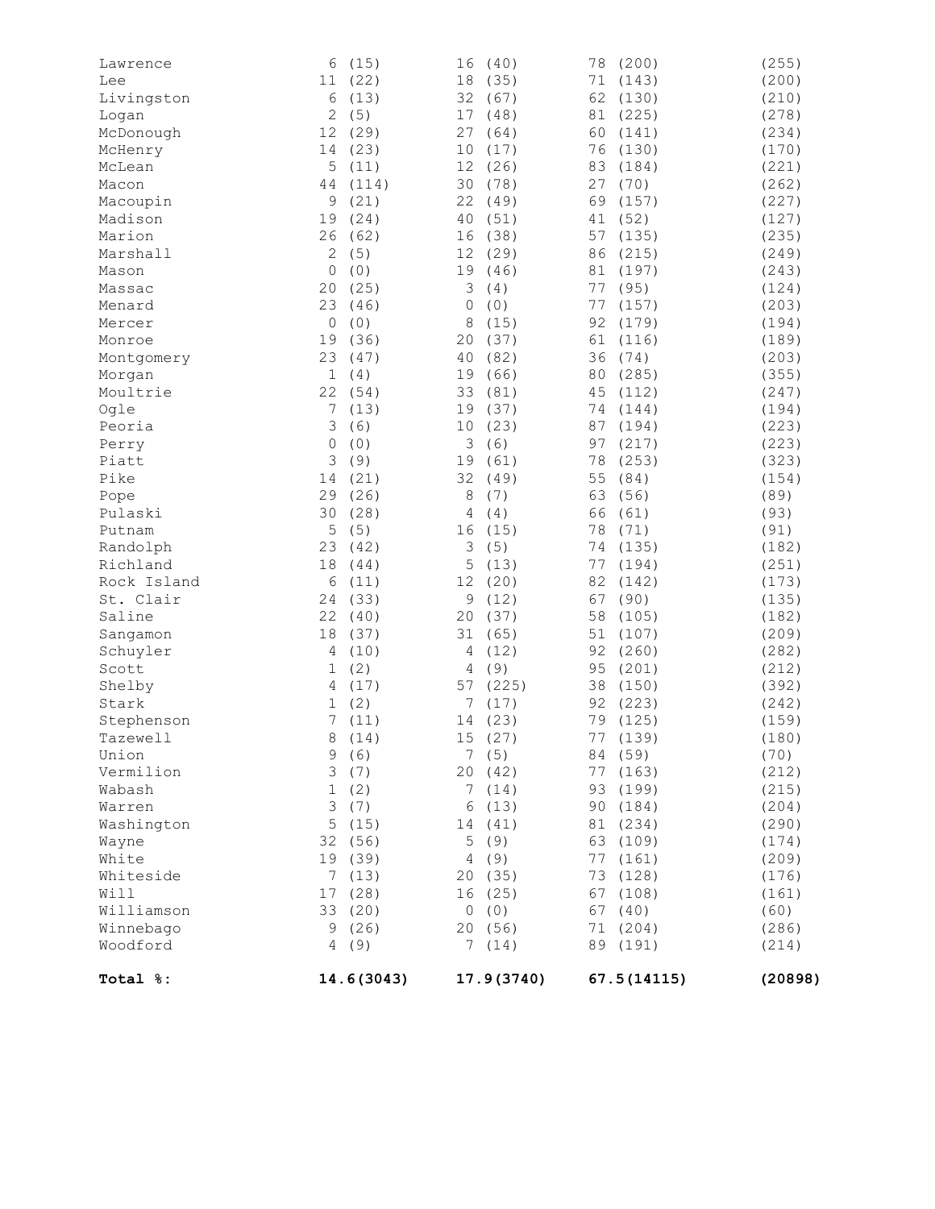| | | | | |
|---|---|---|---|---|
| Lawrence | 6 (15) | 16 (40) | 78 (200) | (255) |
| Lee | 11 (22) | 18 (35) | 71 (143) | (200) |
| Livingston | 6 (13) | 32 (67) | 62 (130) | (210) |
| Logan | 2 (5) | 17 (48) | 81 (225) | (278) |
| McDonough | 12 (29) | 27 (64) | 60 (141) | (234) |
| McHenry | 14 (23) | 10 (17) | 76 (130) | (170) |
| McLean | 5 (11) | 12 (26) | 83 (184) | (221) |
| Macon | 44 (114) | 30 (78) | 27 (70) | (262) |
| Macoupin | 9 (21) | 22 (49) | 69 (157) | (227) |
| Madison | 19 (24) | 40 (51) | 41 (52) | (127) |
| Marion | 26 (62) | 16 (38) | 57 (135) | (235) |
| Marshall | 2 (5) | 12 (29) | 86 (215) | (249) |
| Mason | 0 (0) | 19 (46) | 81 (197) | (243) |
| Massac | 20 (25) | 3 (4) | 77 (95) | (124) |
| Menard | 23 (46) | 0 (0) | 77 (157) | (203) |
| Mercer | 0 (0) | 8 (15) | 92 (179) | (194) |
| Monroe | 19 (36) | 20 (37) | 61 (116) | (189) |
| Montgomery | 23 (47) | 40 (82) | 36 (74) | (203) |
| Morgan | 1 (4) | 19 (66) | 80 (285) | (355) |
| Moultrie | 22 (54) | 33 (81) | 45 (112) | (247) |
| Ogle | 7 (13) | 19 (37) | 74 (144) | (194) |
| Peoria | 3 (6) | 10 (23) | 87 (194) | (223) |
| Perry | 0 (0) | 3 (6) | 97 (217) | (223) |
| Piatt | 3 (9) | 19 (61) | 78 (253) | (323) |
| Pike | 14 (21) | 32 (49) | 55 (84) | (154) |
| Pope | 29 (26) | 8 (7) | 63 (56) | (89) |
| Pulaski | 30 (28) | 4 (4) | 66 (61) | (93) |
| Putnam | 5 (5) | 16 (15) | 78 (71) | (91) |
| Randolph | 23 (42) | 3 (5) | 74 (135) | (182) |
| Richland | 18 (44) | 5 (13) | 77 (194) | (251) |
| Rock Island | 6 (11) | 12 (20) | 82 (142) | (173) |
| St. Clair | 24 (33) | 9 (12) | 67 (90) | (135) |
| Saline | 22 (40) | 20 (37) | 58 (105) | (182) |
| Sangamon | 18 (37) | 31 (65) | 51 (107) | (209) |
| Schuyler | 4 (10) | 4 (12) | 92 (260) | (282) |
| Scott | 1 (2) | 4 (9) | 95 (201) | (212) |
| Shelby | 4 (17) | 57 (225) | 38 (150) | (392) |
| Stark | 1 (2) | 7 (17) | 92 (223) | (242) |
| Stephenson | 7 (11) | 14 (23) | 79 (125) | (159) |
| Tazewell | 8 (14) | 15 (27) | 77 (139) | (180) |
| Union | 9 (6) | 7 (5) | 84 (59) | (70) |
| Vermilion | 3 (7) | 20 (42) | 77 (163) | (212) |
| Wabash | 1 (2) | 7 (14) | 93 (199) | (215) |
| Warren | 3 (7) | 6 (13) | 90 (184) | (204) |
| Washington | 5 (15) | 14 (41) | 81 (234) | (290) |
| Wayne | 32 (56) | 5 (9) | 63 (109) | (174) |
| White | 19 (39) | 4 (9) | 77 (161) | (209) |
| Whiteside | 7 (13) | 20 (35) | 73 (128) | (176) |
| Will | 17 (28) | 16 (25) | 67 (108) | (161) |
| Williamson | 33 (20) | 0 (0) | 67 (40) | (60) |
| Winnebago | 9 (26) | 20 (56) | 71 (204) | (286) |
| Woodford | 4 (9) | 7 (14) | 89 (191) | (214) |
| **Total %:** | **14.6(3043)** | **17.9(3740)** | **67.5(14115)** | **(20898)** |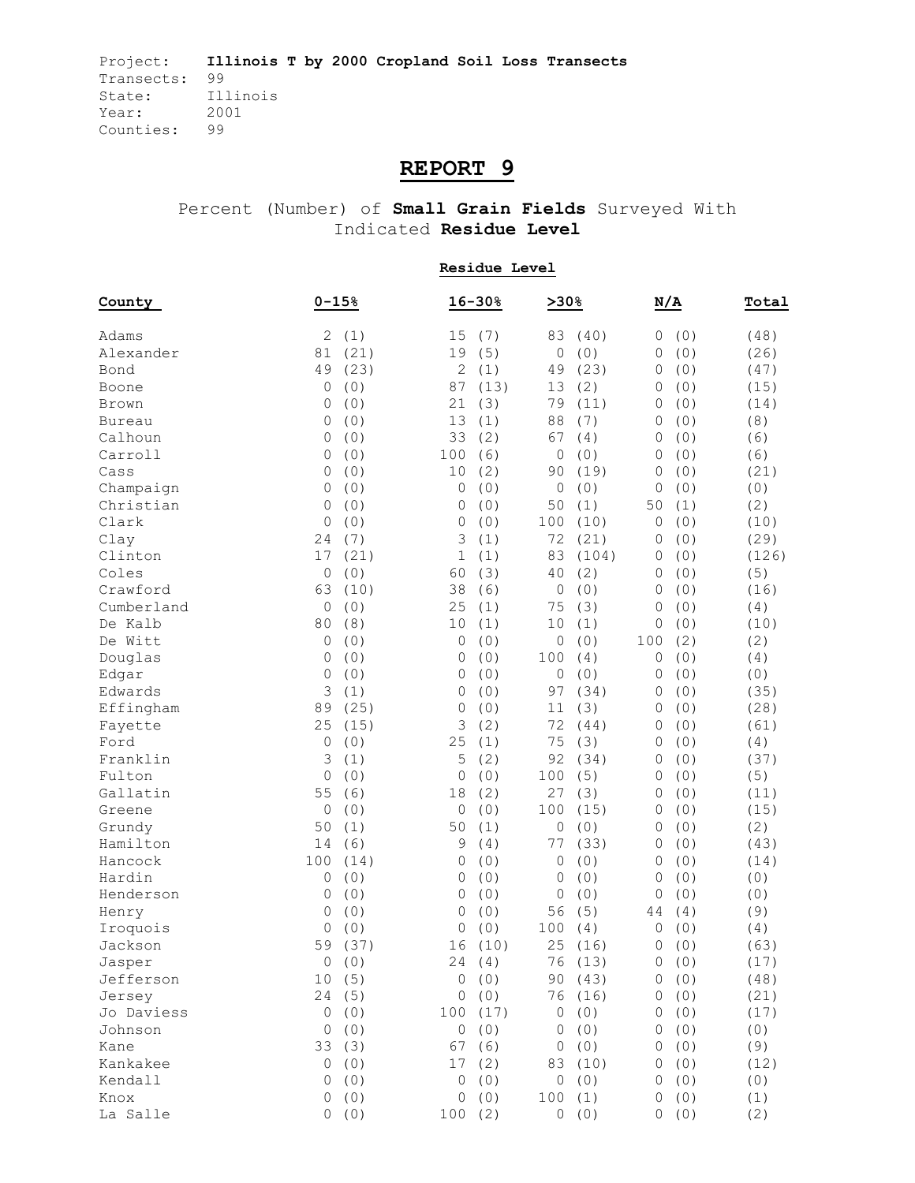Project: **Illinois T by 2000 Cropland Soil Loss Transects**
Transects: 99
State: Illinois
Year: 2001
Counties: 99

# REPORT 9

Percent (Number) of **Small Grain Fields** Surveyed With Indicated **Residue Level**

| County | 0-15% | 16-30% | >30% | N/A | Total |
|---|---|---|---|---|---|
| | | **Residue Level** | | | |
| Adams | 2 (1) | 15 (7) | 83 (40) | 0 (0) | (48) |
| Alexander | 81 (21) | 19 (5) | 0 (0) | 0 (0) | (26) |
| Bond | 49 (23) | 2 (1) | 49 (23) | 0 (0) | (47) |
| Boone | 0 (0) | 87 (13) | 13 (2) | 0 (0) | (15) |
| Brown | 0 (0) | 21 (3) | 79 (11) | 0 (0) | (14) |
| Bureau | 0 (0) | 13 (1) | 88 (7) | 0 (0) | (8) |
| Calhoun | 0 (0) | 33 (2) | 67 (4) | 0 (0) | (6) |
| Carroll | 0 (0) | 100 (6) | 0 (0) | 0 (0) | (6) |
| Cass | 0 (0) | 10 (2) | 90 (19) | 0 (0) | (21) |
| Champaign | 0 (0) | 0 (0) | 0 (0) | 0 (0) | (0) |
| Christian | 0 (0) | 0 (0) | 50 (1) | 50 (1) | (2) |
| Clark | 0 (0) | 0 (0) | 100 (10) | 0 (0) | (10) |
| Clay | 24 (7) | 3 (1) | 72 (21) | 0 (0) | (29) |
| Clinton | 17 (21) | 1 (1) | 83 (104) | 0 (0) | (126) |
| Coles | 0 (0) | 60 (3) | 40 (2) | 0 (0) | (5) |
| Crawford | 63 (10) | 38 (6) | 0 (0) | 0 (0) | (16) |
| Cumberland | 0 (0) | 25 (1) | 75 (3) | 0 (0) | (4) |
| De Kalb | 80 (8) | 10 (1) | 10 (1) | 0 (0) | (10) |
| De Witt | 0 (0) | 0 (0) | 0 (0) | 100 (2) | (2) |
| Douglas | 0 (0) | 0 (0) | 100 (4) | 0 (0) | (4) |
| Edgar | 0 (0) | 0 (0) | 0 (0) | 0 (0) | (0) |
| Edwards | 3 (1) | 0 (0) | 97 (34) | 0 (0) | (35) |
| Effingham | 89 (25) | 0 (0) | 11 (3) | 0 (0) | (28) |
| Fayette | 25 (15) | 3 (2) | 72 (44) | 0 (0) | (61) |
| Ford | 0 (0) | 25 (1) | 75 (3) | 0 (0) | (4) |
| Franklin | 3 (1) | 5 (2) | 92 (34) | 0 (0) | (37) |
| Fulton | 0 (0) | 0 (0) | 100 (5) | 0 (0) | (5) |
| Gallatin | 55 (6) | 18 (2) | 27 (3) | 0 (0) | (11) |
| Greene | 0 (0) | 0 (0) | 100 (15) | 0 (0) | (15) |
| Grundy | 50 (1) | 50 (1) | 0 (0) | 0 (0) | (2) |
| Hamilton | 14 (6) | 9 (4) | 77 (33) | 0 (0) | (43) |
| Hancock | 100 (14) | 0 (0) | 0 (0) | 0 (0) | (14) |
| Hardin | 0 (0) | 0 (0) | 0 (0) | 0 (0) | (0) |
| Henderson | 0 (0) | 0 (0) | 0 (0) | 0 (0) | (0) |
| Henry | 0 (0) | 0 (0) | 56 (5) | 44 (4) | (9) |
| Iroquois | 0 (0) | 0 (0) | 100 (4) | 0 (0) | (4) |
| Jackson | 59 (37) | 16 (10) | 25 (16) | 0 (0) | (63) |
| Jasper | 0 (0) | 24 (4) | 76 (13) | 0 (0) | (17) |
| Jefferson | 10 (5) | 0 (0) | 90 (43) | 0 (0) | (48) |
| Jersey | 24 (5) | 0 (0) | 76 (16) | 0 (0) | (21) |
| Jo Daviess | 0 (0) | 100 (17) | 0 (0) | 0 (0) | (17) |
| Johnson | 0 (0) | 0 (0) | 0 (0) | 0 (0) | (0) |
| Kane | 33 (3) | 67 (6) | 0 (0) | 0 (0) | (9) |
| Kankakee | 0 (0) | 17 (2) | 83 (10) | 0 (0) | (12) |
| Kendall | 0 (0) | 0 (0) | 0 (0) | 0 (0) | (0) |
| Knox | 0 (0) | 0 (0) | 100 (1) | 0 (0) | (1) |
| La Salle | 0 (0) | 100 (2) | 0 (0) | 0 (0) | (2) |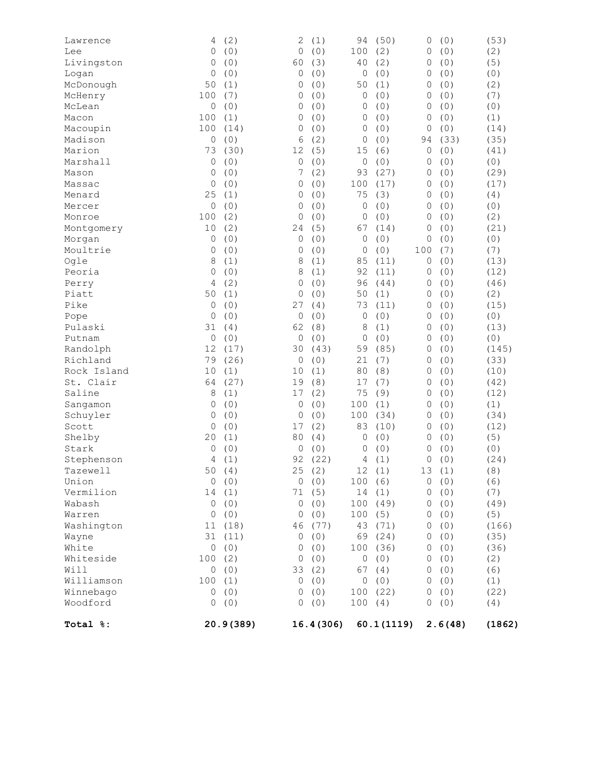| | | | | | |
|---|---|---|---|---|---|
| Lawrence | 4 (2) | 2 (1) | 94 (50) | 0 (0) | (53) |
| Lee | 0 (0) | 0 (0) | 100 (2) | 0 (0) | (2) |
| Livingston | 0 (0) | 60 (3) | 40 (2) | 0 (0) | (5) |
| Logan | 0 (0) | 0 (0) | 0 (0) | 0 (0) | (0) |
| McDonough | 50 (1) | 0 (0) | 50 (1) | 0 (0) | (2) |
| McHenry | 100 (7) | 0 (0) | 0 (0) | 0 (0) | (7) |
| McLean | 0 (0) | 0 (0) | 0 (0) | 0 (0) | (0) |
| Macon | 100 (1) | 0 (0) | 0 (0) | 0 (0) | (1) |
| Macoupin | 100 (14) | 0 (0) | 0 (0) | 0 (0) | (14) |
| Madison | 0 (0) | 6 (2) | 0 (0) | 94 (33) | (35) |
| Marion | 73 (30) | 12 (5) | 15 (6) | 0 (0) | (41) |
| Marshall | 0 (0) | 0 (0) | 0 (0) | 0 (0) | (0) |
| Mason | 0 (0) | 7 (2) | 93 (27) | 0 (0) | (29) |
| Massac | 0 (0) | 0 (0) | 100 (17) | 0 (0) | (17) |
| Menard | 25 (1) | 0 (0) | 75 (3) | 0 (0) | (4) |
| Mercer | 0 (0) | 0 (0) | 0 (0) | 0 (0) | (0) |
| Monroe | 100 (2) | 0 (0) | 0 (0) | 0 (0) | (2) |
| Montgomery | 10 (2) | 24 (5) | 67 (14) | 0 (0) | (21) |
| Morgan | 0 (0) | 0 (0) | 0 (0) | 0 (0) | (0) |
| Moultrie | 0 (0) | 0 (0) | 0 (0) | 100 (7) | (7) |
| Ogle | 8 (1) | 8 (1) | 85 (11) | 0 (0) | (13) |
| Peoria | 0 (0) | 8 (1) | 92 (11) | 0 (0) | (12) |
| Perry | 4 (2) | 0 (0) | 96 (44) | 0 (0) | (46) |
| Piatt | 50 (1) | 0 (0) | 50 (1) | 0 (0) | (2) |
| Pike | 0 (0) | 27 (4) | 73 (11) | 0 (0) | (15) |
| Pope | 0 (0) | 0 (0) | 0 (0) | 0 (0) | (0) |
| Pulaski | 31 (4) | 62 (8) | 8 (1) | 0 (0) | (13) |
| Putnam | 0 (0) | 0 (0) | 0 (0) | 0 (0) | (0) |
| Randolph | 12 (17) | 30 (43) | 59 (85) | 0 (0) | (145) |
| Richland | 79 (26) | 0 (0) | 21 (7) | 0 (0) | (33) |
| Rock Island | 10 (1) | 10 (1) | 80 (8) | 0 (0) | (10) |
| St. Clair | 64 (27) | 19 (8) | 17 (7) | 0 (0) | (42) |
| Saline | 8 (1) | 17 (2) | 75 (9) | 0 (0) | (12) |
| Sangamon | 0 (0) | 0 (0) | 100 (1) | 0 (0) | (1) |
| Schuyler | 0 (0) | 0 (0) | 100 (34) | 0 (0) | (34) |
| Scott | 0 (0) | 17 (2) | 83 (10) | 0 (0) | (12) |
| Shelby | 20 (1) | 80 (4) | 0 (0) | 0 (0) | (5) |
| Stark | 0 (0) | 0 (0) | 0 (0) | 0 (0) | (0) |
| Stephenson | 4 (1) | 92 (22) | 4 (1) | 0 (0) | (24) |
| Tazewell | 50 (4) | 25 (2) | 12 (1) | 13 (1) | (8) |
| Union | 0 (0) | 0 (0) | 100 (6) | 0 (0) | (6) |
| Vermilion | 14 (1) | 71 (5) | 14 (1) | 0 (0) | (7) |
| Wabash | 0 (0) | 0 (0) | 100 (49) | 0 (0) | (49) |
| Warren | 0 (0) | 0 (0) | 100 (5) | 0 (0) | (5) |
| Washington | 11 (18) | 46 (77) | 43 (71) | 0 (0) | (166) |
| Wayne | 31 (11) | 0 (0) | 69 (24) | 0 (0) | (35) |
| White | 0 (0) | 0 (0) | 100 (36) | 0 (0) | (36) |
| Whiteside | 100 (2) | 0 (0) | 0 (0) | 0 (0) | (2) |
| Will | 0 (0) | 33 (2) | 67 (4) | 0 (0) | (6) |
| Williamson | 100 (1) | 0 (0) | 0 (0) | 0 (0) | (1) |
| Winnebago | 0 (0) | 0 (0) | 100 (22) | 0 (0) | (22) |
| Woodford | 0 (0) | 0 (0) | 100 (4) | 0 (0) | (4) |
| **Total %:** | **20.9(389)** | **16.4(306)** | **60.1(1119)** | **2.6(48)** | **(1862)** |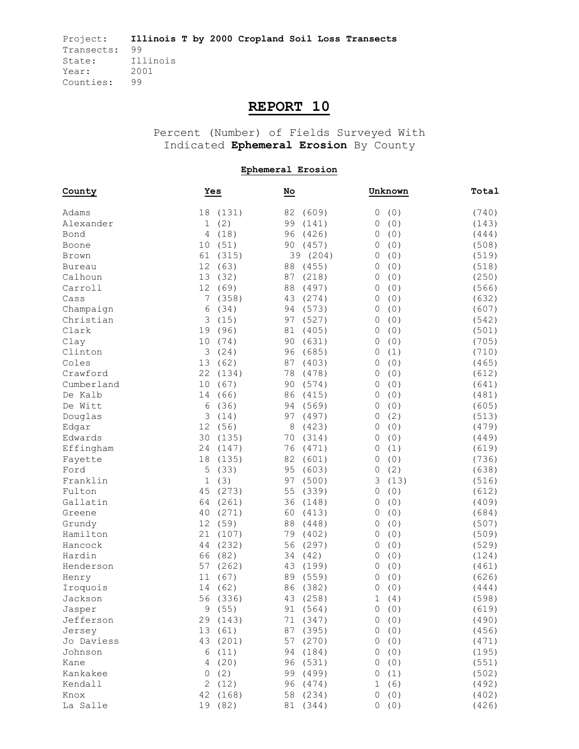Project: **Illinois T by 2000 Cropland Soil Loss Transects**
Transects: 99
State: Illinois
Year: 2001
Counties: 99

# REPORT 10

Percent (Number) of Fields Surveyed With Indicated **Ephemeral Erosion** By County

**Ephemeral Erosion**

| County | Yes | No | Unknown | Total |
|---|---|---|---|---|
| Adams | 18 (131) | 82 (609) | 0 (0) | (740) |
| Alexander | 1 (2) | 99 (141) | 0 (0) | (143) |
| Bond | 4 (18) | 96 (426) | 0 (0) | (444) |
| Boone | 10 (51) | 90 (457) | 0 (0) | (508) |
| Brown | 61 (315) | 39 (204) | 0 (0) | (519) |
| Bureau | 12 (63) | 88 (455) | 0 (0) | (518) |
| Calhoun | 13 (32) | 87 (218) | 0 (0) | (250) |
| Carroll | 12 (69) | 88 (497) | 0 (0) | (566) |
| Cass | 7 (358) | 43 (274) | 0 (0) | (632) |
| Champaign | 6 (34) | 94 (573) | 0 (0) | (607) |
| Christian | 3 (15) | 97 (527) | 0 (0) | (542) |
| Clark | 19 (96) | 81 (405) | 0 (0) | (501) |
| Clay | 10 (74) | 90 (631) | 0 (0) | (705) |
| Clinton | 3 (24) | 96 (685) | 0 (1) | (710) |
| Coles | 13 (62) | 87 (403) | 0 (0) | (465) |
| Crawford | 22 (134) | 78 (478) | 0 (0) | (612) |
| Cumberland | 10 (67) | 90 (574) | 0 (0) | (641) |
| De Kalb | 14 (66) | 86 (415) | 0 (0) | (481) |
| De Witt | 6 (36) | 94 (569) | 0 (0) | (605) |
| Douglas | 3 (14) | 97 (497) | 0 (2) | (513) |
| Edgar | 12 (56) | 8 (423) | 0 (0) | (479) |
| Edwards | 30 (135) | 70 (314) | 0 (0) | (449) |
| Effingham | 24 (147) | 76 (471) | 0 (1) | (619) |
| Fayette | 18 (135) | 82 (601) | 0 (0) | (736) |
| Ford | 5 (33) | 95 (603) | 0 (2) | (638) |
| Franklin | 1 (3) | 97 (500) | 3 (13) | (516) |
| Fulton | 45 (273) | 55 (339) | 0 (0) | (612) |
| Gallatin | 64 (261) | 36 (148) | 0 (0) | (409) |
| Greene | 40 (271) | 60 (413) | 0 (0) | (684) |
| Grundy | 12 (59) | 88 (448) | 0 (0) | (507) |
| Hamilton | 21 (107) | 79 (402) | 0 (0) | (509) |
| Hancock | 44 (232) | 56 (297) | 0 (0) | (529) |
| Hardin | 66 (82) | 34 (42) | 0 (0) | (124) |
| Henderson | 57 (262) | 43 (199) | 0 (0) | (461) |
| Henry | 11 (67) | 89 (559) | 0 (0) | (626) |
| Iroquois | 14 (62) | 86 (382) | 0 (0) | (444) |
| Jackson | 56 (336) | 43 (258) | 1 (4) | (598) |
| Jasper | 9 (55) | 91 (564) | 0 (0) | (619) |
| Jefferson | 29 (143) | 71 (347) | 0 (0) | (490) |
| Jersey | 13 (61) | 87 (395) | 0 (0) | (456) |
| Jo Daviess | 43 (201) | 57 (270) | 0 (0) | (471) |
| Johnson | 6 (11) | 94 (184) | 0 (0) | (195) |
| Kane | 4 (20) | 96 (531) | 0 (0) | (551) |
| Kankakee | 0 (2) | 99 (499) | 0 (1) | (502) |
| Kendall | 2 (12) | 96 (474) | 1 (6) | (492) |
| Knox | 42 (168) | 58 (234) | 0 (0) | (402) |
| La Salle | 19 (82) | 81 (344) | 0 (0) | (426) |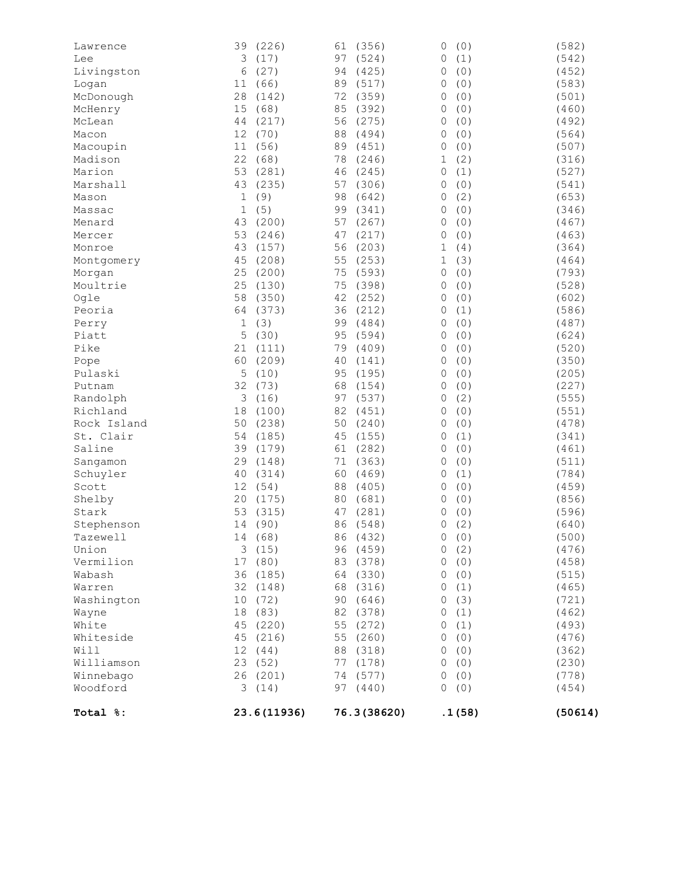| | | | | |
|---|---|---|---|---|
| Lawrence | 39 (226) | 61 (356) | 0 (0) | (582) |
| Lee | 3 (17) | 97 (524) | 0 (1) | (542) |
| Livingston | 6 (27) | 94 (425) | 0 (0) | (452) |
| Logan | 11 (66) | 89 (517) | 0 (0) | (583) |
| McDonough | 28 (142) | 72 (359) | 0 (0) | (501) |
| McHenry | 15 (68) | 85 (392) | 0 (0) | (460) |
| McLean | 44 (217) | 56 (275) | 0 (0) | (492) |
| Macon | 12 (70) | 88 (494) | 0 (0) | (564) |
| Macoupin | 11 (56) | 89 (451) | 0 (0) | (507) |
| Madison | 22 (68) | 78 (246) | 1 (2) | (316) |
| Marion | 53 (281) | 46 (245) | 0 (1) | (527) |
| Marshall | 43 (235) | 57 (306) | 0 (0) | (541) |
| Mason | 1 (9) | 98 (642) | 0 (2) | (653) |
| Massac | 1 (5) | 99 (341) | 0 (0) | (346) |
| Menard | 43 (200) | 57 (267) | 0 (0) | (467) |
| Mercer | 53 (246) | 47 (217) | 0 (0) | (463) |
| Monroe | 43 (157) | 56 (203) | 1 (4) | (364) |
| Montgomery | 45 (208) | 55 (253) | 1 (3) | (464) |
| Morgan | 25 (200) | 75 (593) | 0 (0) | (793) |
| Moultrie | 25 (130) | 75 (398) | 0 (0) | (528) |
| Ogle | 58 (350) | 42 (252) | 0 (0) | (602) |
| Peoria | 64 (373) | 36 (212) | 0 (1) | (586) |
| Perry | 1 (3) | 99 (484) | 0 (0) | (487) |
| Piatt | 5 (30) | 95 (594) | 0 (0) | (624) |
| Pike | 21 (111) | 79 (409) | 0 (0) | (520) |
| Pope | 60 (209) | 40 (141) | 0 (0) | (350) |
| Pulaski | 5 (10) | 95 (195) | 0 (0) | (205) |
| Putnam | 32 (73) | 68 (154) | 0 (0) | (227) |
| Randolph | 3 (16) | 97 (537) | 0 (2) | (555) |
| Richland | 18 (100) | 82 (451) | 0 (0) | (551) |
| Rock Island | 50 (238) | 50 (240) | 0 (0) | (478) |
| St. Clair | 54 (185) | 45 (155) | 0 (1) | (341) |
| Saline | 39 (179) | 61 (282) | 0 (0) | (461) |
| Sangamon | 29 (148) | 71 (363) | 0 (0) | (511) |
| Schuyler | 40 (314) | 60 (469) | 0 (1) | (784) |
| Scott | 12 (54) | 88 (405) | 0 (0) | (459) |
| Shelby | 20 (175) | 80 (681) | 0 (0) | (856) |
| Stark | 53 (315) | 47 (281) | 0 (0) | (596) |
| Stephenson | 14 (90) | 86 (548) | 0 (2) | (640) |
| Tazewell | 14 (68) | 86 (432) | 0 (0) | (500) |
| Union | 3 (15) | 96 (459) | 0 (2) | (476) |
| Vermilion | 17 (80) | 83 (378) | 0 (0) | (458) |
| Wabash | 36 (185) | 64 (330) | 0 (0) | (515) |
| Warren | 32 (148) | 68 (316) | 0 (1) | (465) |
| Washington | 10 (72) | 90 (646) | 0 (3) | (721) |
| Wayne | 18 (83) | 82 (378) | 0 (1) | (462) |
| White | 45 (220) | 55 (272) | 0 (1) | (493) |
| Whiteside | 45 (216) | 55 (260) | 0 (0) | (476) |
| Will | 12 (44) | 88 (318) | 0 (0) | (362) |
| Williamson | 23 (52) | 77 (178) | 0 (0) | (230) |
| Winnebago | 26 (201) | 74 (577) | 0 (0) | (778) |
| Woodford | 3 (14) | 97 (440) | 0 (0) | (454) |
| **Total %:** | **23.6(11936)** | **76.3(38620)** | **.1(58)** | **(50614)** |